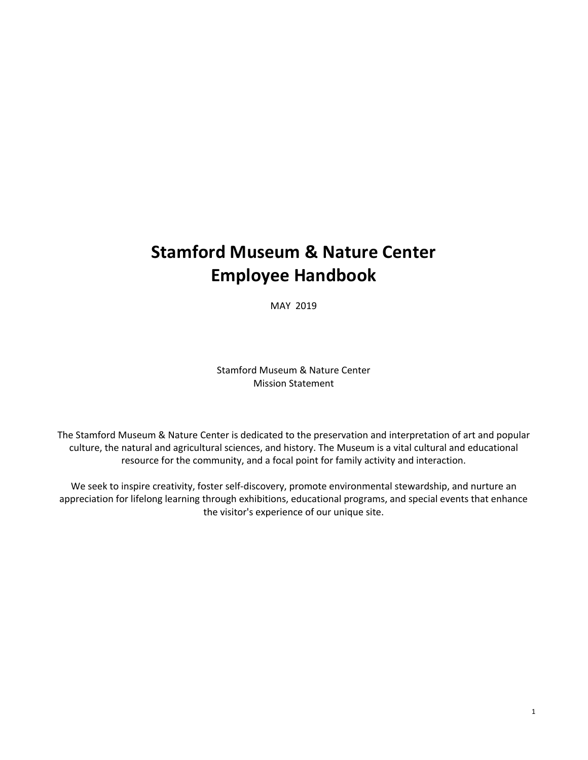# Stamford Museum & Nature Center Employee Handbook

MAY 2019

Stamford Museum & Nature Center
Mission Statement

The Stamford Museum & Nature Center is dedicated to the preservation and interpretation of art and popular culture, the natural and agricultural sciences, and history. The Museum is a vital cultural and educational resource for the community, and a focal point for family activity and interaction.

We seek to inspire creativity, foster self-discovery, promote environmental stewardship, and nurture an appreciation for lifelong learning through exhibitions, educational programs, and special events that enhance the visitor's experience of our unique site.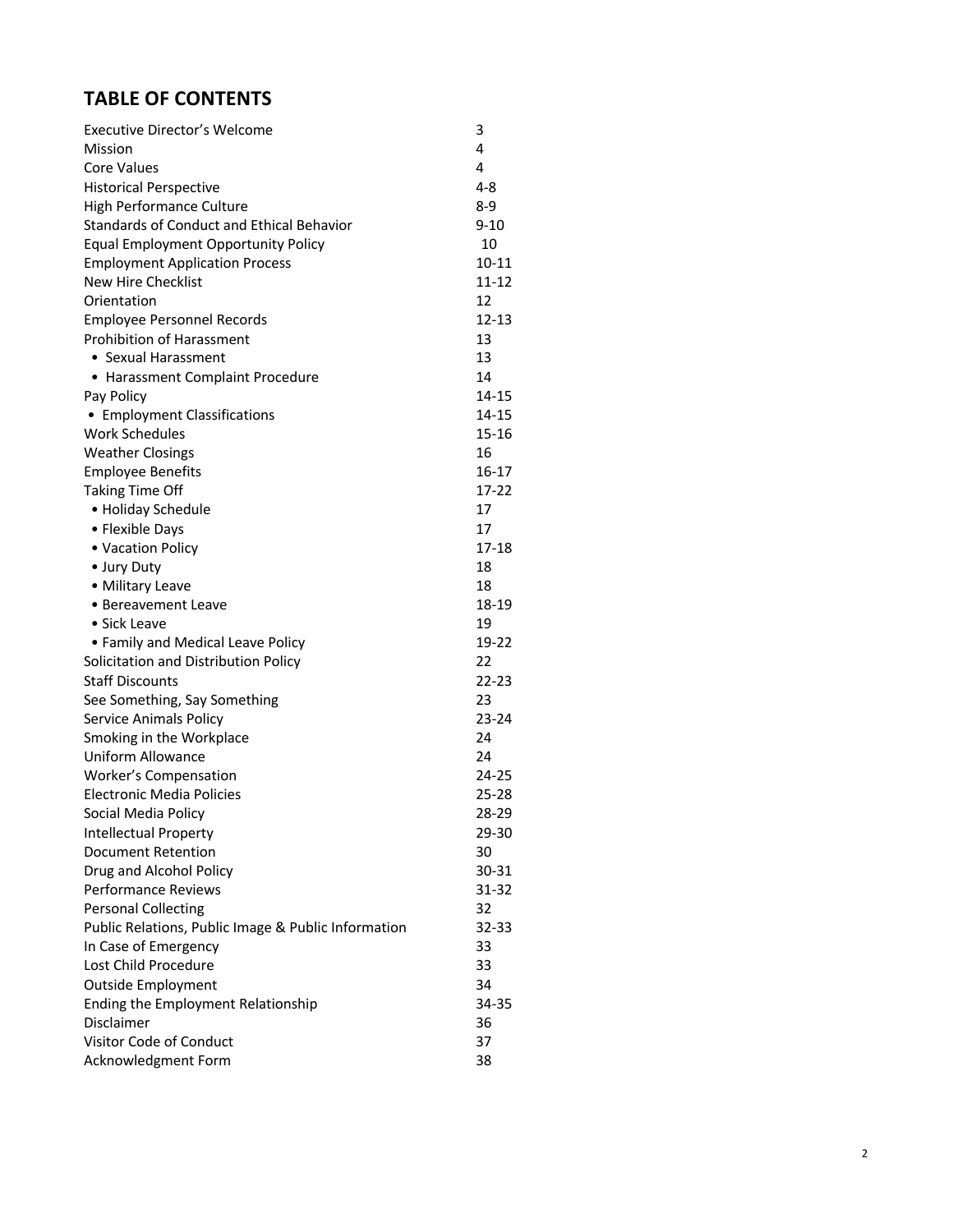## TABLE OF CONTENTS

| | |
|---|---|
| Executive Director's Welcome | 3 |
| Mission | 4 |
| Core Values | 4 |
| Historical Perspective | 4-8 |
| High Performance Culture | 8-9 |
| Standards of Conduct and Ethical Behavior | 9-10 |
| Equal Employment Opportunity Policy | 10 |
| Employment Application Process | 10-11 |
| New Hire Checklist | 11-12 |
| Orientation | 12 |
| Employee Personnel Records | 12-13 |
| Prohibition of Harassment | 13 |
| • Sexual Harassment | 13 |
| • Harassment Complaint Procedure | 14 |
| Pay Policy | 14-15 |
| • Employment Classifications | 14-15 |
| Work Schedules | 15-16 |
| Weather Closings | 16 |
| Employee Benefits | 16-17 |
| Taking Time Off | 17-22 |
| • Holiday Schedule | 17 |
| • Flexible Days | 17 |
| • Vacation Policy | 17-18 |
| • Jury Duty | 18 |
| • Military Leave | 18 |
| • Bereavement Leave | 18-19 |
| • Sick Leave | 19 |
| • Family and Medical Leave Policy | 19-22 |
| Solicitation and Distribution Policy | 22 |
| Staff Discounts | 22-23 |
| See Something, Say Something | 23 |
| Service Animals Policy | 23-24 |
| Smoking in the Workplace | 24 |
| Uniform Allowance | 24 |
| Worker's Compensation | 24-25 |
| Electronic Media Policies | 25-28 |
| Social Media Policy | 28-29 |
| Intellectual Property | 29-30 |
| Document Retention | 30 |
| Drug and Alcohol Policy | 30-31 |
| Performance Reviews | 31-32 |
| Personal Collecting | 32 |
| Public Relations, Public Image & Public Information | 32-33 |
| In Case of Emergency | 33 |
| Lost Child Procedure | 33 |
| Outside Employment | 34 |
| Ending the Employment Relationship | 34-35 |
| Disclaimer | 36 |
| Visitor Code of Conduct | 37 |
| Acknowledgment Form | 38 |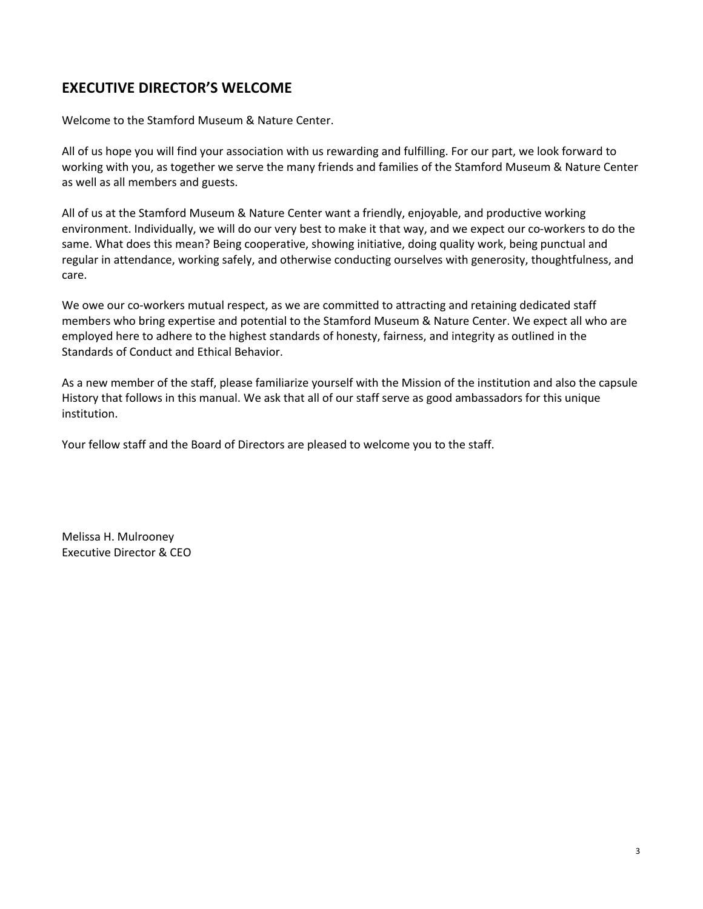## EXECUTIVE DIRECTOR'S WELCOME

Welcome to the Stamford Museum & Nature Center.

All of us hope you will find your association with us rewarding and fulfilling. For our part, we look forward to working with you, as together we serve the many friends and families of the Stamford Museum & Nature Center as well as all members and guests.

All of us at the Stamford Museum & Nature Center want a friendly, enjoyable, and productive working environment. Individually, we will do our very best to make it that way, and we expect our co-workers to do the same. What does this mean? Being cooperative, showing initiative, doing quality work, being punctual and regular in attendance, working safely, and otherwise conducting ourselves with generosity, thoughtfulness, and care.

We owe our co-workers mutual respect, as we are committed to attracting and retaining dedicated staff members who bring expertise and potential to the Stamford Museum & Nature Center. We expect all who are employed here to adhere to the highest standards of honesty, fairness, and integrity as outlined in the Standards of Conduct and Ethical Behavior.

As a new member of the staff, please familiarize yourself with the Mission of the institution and also the capsule History that follows in this manual. We ask that all of our staff serve as good ambassadors for this unique institution.

Your fellow staff and the Board of Directors are pleased to welcome you to the staff.

Melissa H. Mulrooney
Executive Director & CEO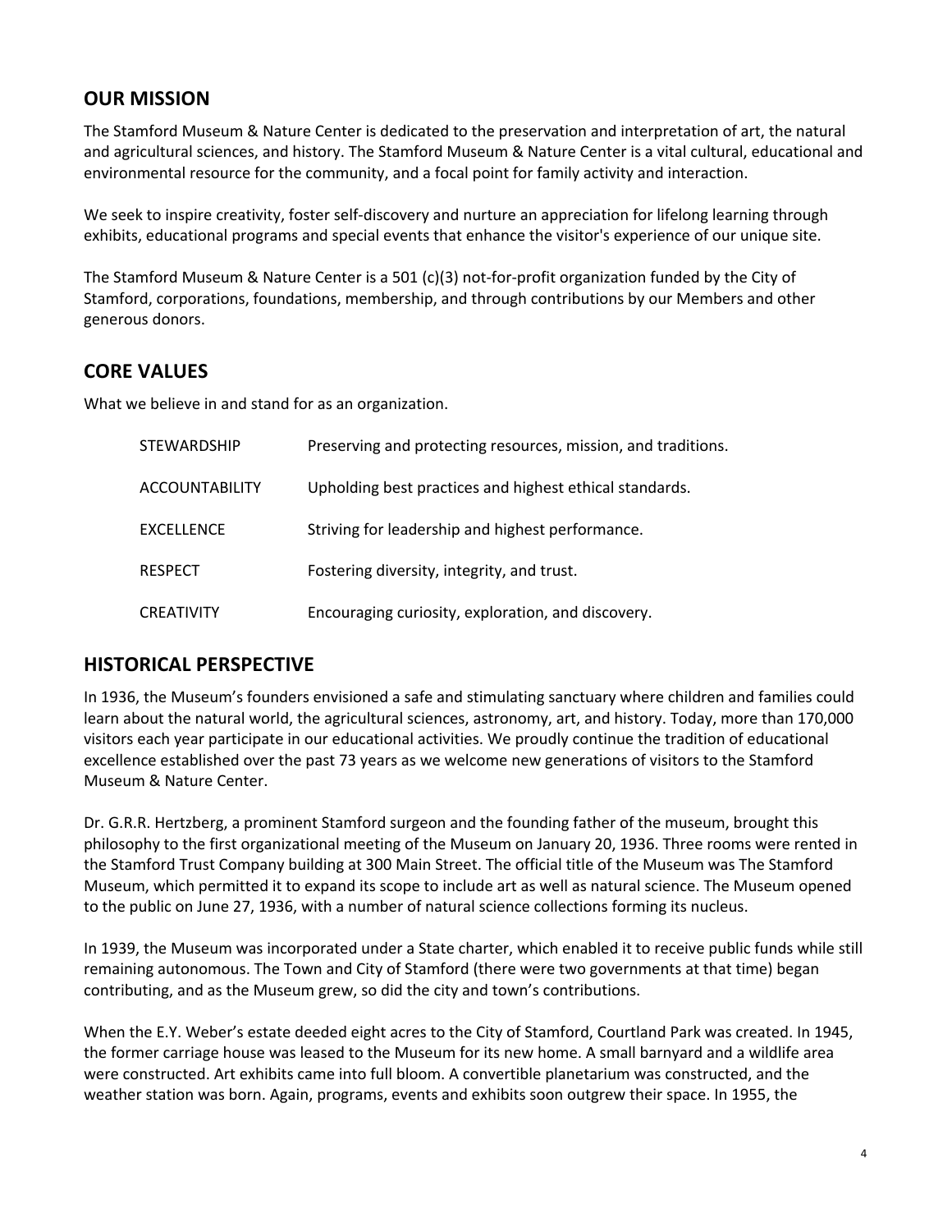## OUR MISSION

The Stamford Museum & Nature Center is dedicated to the preservation and interpretation of art, the natural and agricultural sciences, and history. The Stamford Museum & Nature Center is a vital cultural, educational and environmental resource for the community, and a focal point for family activity and interaction.

We seek to inspire creativity, foster self-discovery and nurture an appreciation for lifelong learning through exhibits, educational programs and special events that enhance the visitor's experience of our unique site.

The Stamford Museum & Nature Center is a 501 (c)(3) not-for-profit organization funded by the City of Stamford, corporations, foundations, membership, and through contributions by our Members and other generous donors.

## CORE VALUES

What we believe in and stand for as an organization.

| | |
|---|---|
| STEWARDSHIP | Preserving and protecting resources, mission, and traditions. |
| ACCOUNTABILITY | Upholding best practices and highest ethical standards. |
| EXCELLENCE | Striving for leadership and highest performance. |
| RESPECT | Fostering diversity, integrity, and trust. |
| CREATIVITY | Encouraging curiosity, exploration, and discovery. |

## HISTORICAL PERSPECTIVE

In 1936, the Museum's founders envisioned a safe and stimulating sanctuary where children and families could learn about the natural world, the agricultural sciences, astronomy, art, and history. Today, more than 170,000 visitors each year participate in our educational activities. We proudly continue the tradition of educational excellence established over the past 73 years as we welcome new generations of visitors to the Stamford Museum & Nature Center.

Dr. G.R.R. Hertzberg, a prominent Stamford surgeon and the founding father of the museum, brought this philosophy to the first organizational meeting of the Museum on January 20, 1936. Three rooms were rented in the Stamford Trust Company building at 300 Main Street. The official title of the Museum was The Stamford Museum, which permitted it to expand its scope to include art as well as natural science. The Museum opened to the public on June 27, 1936, with a number of natural science collections forming its nucleus.

In 1939, the Museum was incorporated under a State charter, which enabled it to receive public funds while still remaining autonomous. The Town and City of Stamford (there were two governments at that time) began contributing, and as the Museum grew, so did the city and town's contributions.

When the E.Y. Weber's estate deeded eight acres to the City of Stamford, Courtland Park was created. In 1945, the former carriage house was leased to the Museum for its new home. A small barnyard and a wildlife area were constructed. Art exhibits came into full bloom. A convertible planetarium was constructed, and the weather station was born. Again, programs, events and exhibits soon outgrew their space. In 1955, the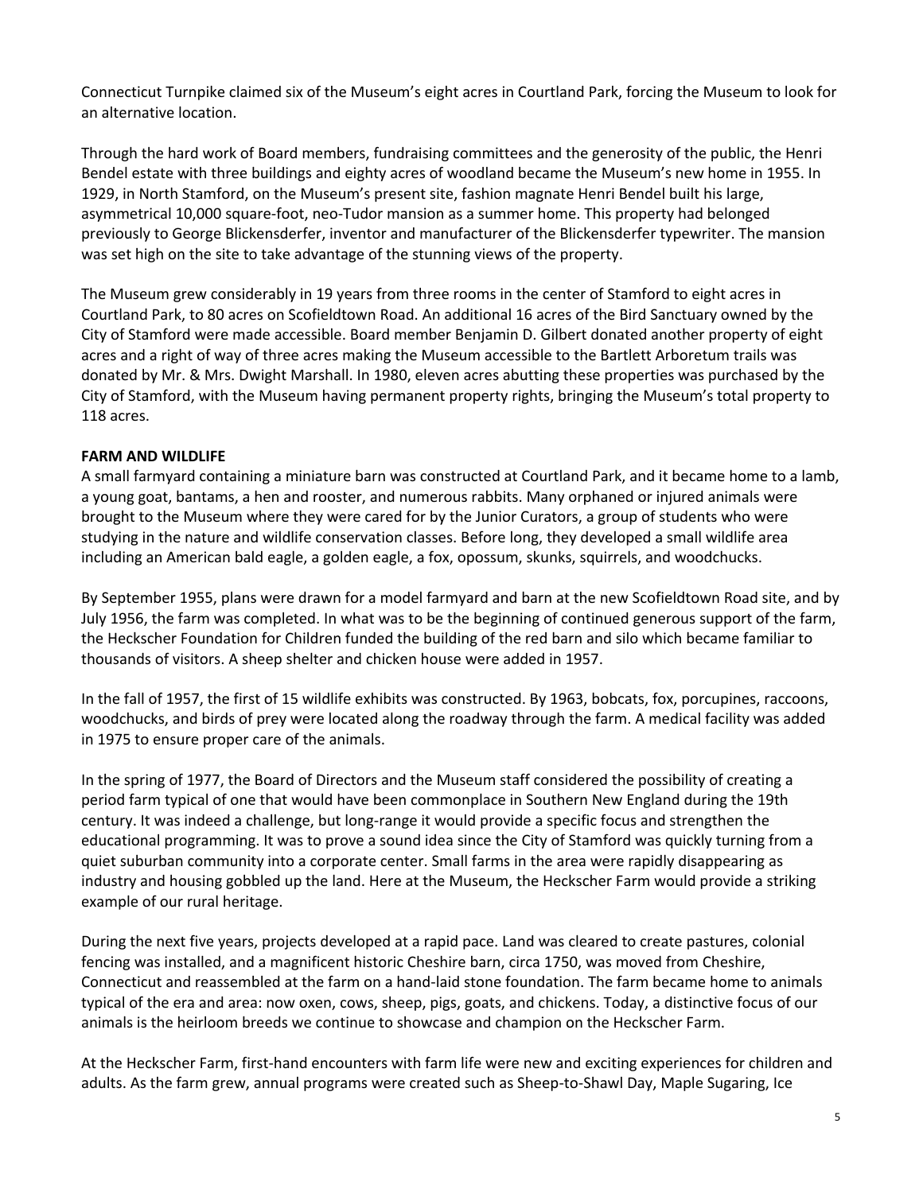Connecticut Turnpike claimed six of the Museum's eight acres in Courtland Park, forcing the Museum to look for an alternative location.

Through the hard work of Board members, fundraising committees and the generosity of the public, the Henri Bendel estate with three buildings and eighty acres of woodland became the Museum's new home in 1955. In 1929, in North Stamford, on the Museum's present site, fashion magnate Henri Bendel built his large, asymmetrical 10,000 square-foot, neo-Tudor mansion as a summer home. This property had belonged previously to George Blickensderfer, inventor and manufacturer of the Blickensderfer typewriter. The mansion was set high on the site to take advantage of the stunning views of the property.

The Museum grew considerably in 19 years from three rooms in the center of Stamford to eight acres in Courtland Park, to 80 acres on Scofieldtown Road. An additional 16 acres of the Bird Sanctuary owned by the City of Stamford were made accessible. Board member Benjamin D. Gilbert donated another property of eight acres and a right of way of three acres making the Museum accessible to the Bartlett Arboretum trails was donated by Mr. & Mrs. Dwight Marshall. In 1980, eleven acres abutting these properties was purchased by the City of Stamford, with the Museum having permanent property rights, bringing the Museum's total property to 118 acres.

**FARM AND WILDLIFE**

A small farmyard containing a miniature barn was constructed at Courtland Park, and it became home to a lamb, a young goat, bantams, a hen and rooster, and numerous rabbits. Many orphaned or injured animals were brought to the Museum where they were cared for by the Junior Curators, a group of students who were studying in the nature and wildlife conservation classes. Before long, they developed a small wildlife area including an American bald eagle, a golden eagle, a fox, opossum, skunks, squirrels, and woodchucks.

By September 1955, plans were drawn for a model farmyard and barn at the new Scofieldtown Road site, and by July 1956, the farm was completed. In what was to be the beginning of continued generous support of the farm, the Heckscher Foundation for Children funded the building of the red barn and silo which became familiar to thousands of visitors. A sheep shelter and chicken house were added in 1957.

In the fall of 1957, the first of 15 wildlife exhibits was constructed. By 1963, bobcats, fox, porcupines, raccoons, woodchucks, and birds of prey were located along the roadway through the farm. A medical facility was added in 1975 to ensure proper care of the animals.

In the spring of 1977, the Board of Directors and the Museum staff considered the possibility of creating a period farm typical of one that would have been commonplace in Southern New England during the 19th century. It was indeed a challenge, but long-range it would provide a specific focus and strengthen the educational programming. It was to prove a sound idea since the City of Stamford was quickly turning from a quiet suburban community into a corporate center. Small farms in the area were rapidly disappearing as industry and housing gobbled up the land. Here at the Museum, the Heckscher Farm would provide a striking example of our rural heritage.

During the next five years, projects developed at a rapid pace. Land was cleared to create pastures, colonial fencing was installed, and a magnificent historic Cheshire barn, circa 1750, was moved from Cheshire, Connecticut and reassembled at the farm on a hand-laid stone foundation. The farm became home to animals typical of the era and area: now oxen, cows, sheep, pigs, goats, and chickens. Today, a distinctive focus of our animals is the heirloom breeds we continue to showcase and champion on the Heckscher Farm.

At the Heckscher Farm, first-hand encounters with farm life were new and exciting experiences for children and adults. As the farm grew, annual programs were created such as Sheep-to-Shawl Day, Maple Sugaring, Ice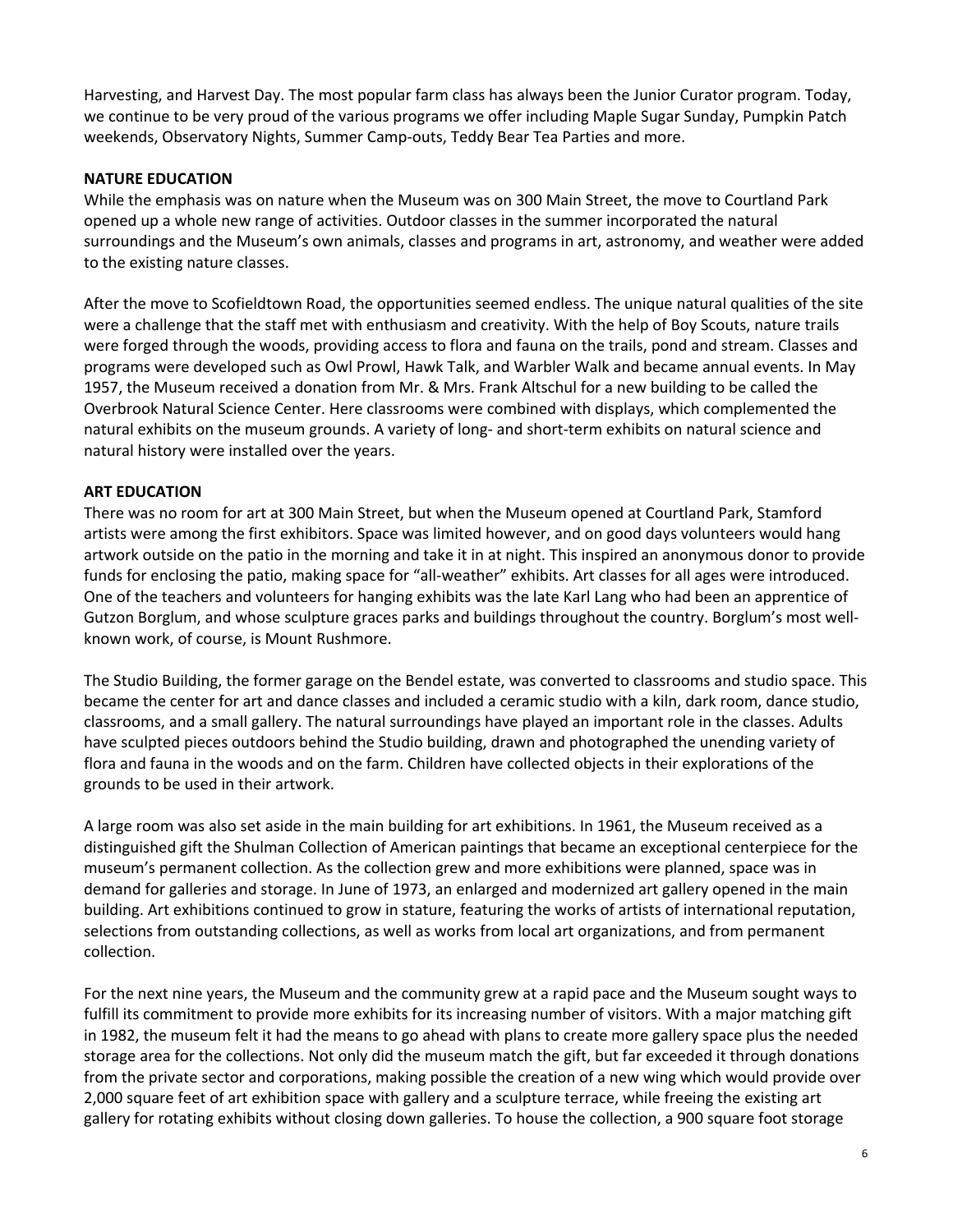Harvesting, and Harvest Day. The most popular farm class has always been the Junior Curator program. Today, we continue to be very proud of the various programs we offer including Maple Sugar Sunday, Pumpkin Patch weekends, Observatory Nights, Summer Camp-outs, Teddy Bear Tea Parties and more.

**NATURE EDUCATION**

While the emphasis was on nature when the Museum was on 300 Main Street, the move to Courtland Park opened up a whole new range of activities. Outdoor classes in the summer incorporated the natural surroundings and the Museum's own animals, classes and programs in art, astronomy, and weather were added to the existing nature classes.

After the move to Scofieldtown Road, the opportunities seemed endless. The unique natural qualities of the site were a challenge that the staff met with enthusiasm and creativity. With the help of Boy Scouts, nature trails were forged through the woods, providing access to flora and fauna on the trails, pond and stream. Classes and programs were developed such as Owl Prowl, Hawk Talk, and Warbler Walk and became annual events. In May 1957, the Museum received a donation from Mr. & Mrs. Frank Altschul for a new building to be called the Overbrook Natural Science Center. Here classrooms were combined with displays, which complemented the natural exhibits on the museum grounds. A variety of long- and short-term exhibits on natural science and natural history were installed over the years.

**ART EDUCATION**

There was no room for art at 300 Main Street, but when the Museum opened at Courtland Park, Stamford artists were among the first exhibitors. Space was limited however, and on good days volunteers would hang artwork outside on the patio in the morning and take it in at night. This inspired an anonymous donor to provide funds for enclosing the patio, making space for "all-weather" exhibits. Art classes for all ages were introduced. One of the teachers and volunteers for hanging exhibits was the late Karl Lang who had been an apprentice of Gutzon Borglum, and whose sculpture graces parks and buildings throughout the country. Borglum's most well-known work, of course, is Mount Rushmore.

The Studio Building, the former garage on the Bendel estate, was converted to classrooms and studio space. This became the center for art and dance classes and included a ceramic studio with a kiln, dark room, dance studio, classrooms, and a small gallery. The natural surroundings have played an important role in the classes. Adults have sculpted pieces outdoors behind the Studio building, drawn and photographed the unending variety of flora and fauna in the woods and on the farm. Children have collected objects in their explorations of the grounds to be used in their artwork.

A large room was also set aside in the main building for art exhibitions. In 1961, the Museum received as a distinguished gift the Shulman Collection of American paintings that became an exceptional centerpiece for the museum's permanent collection. As the collection grew and more exhibitions were planned, space was in demand for galleries and storage. In June of 1973, an enlarged and modernized art gallery opened in the main building. Art exhibitions continued to grow in stature, featuring the works of artists of international reputation, selections from outstanding collections, as well as works from local art organizations, and from permanent collection.

For the next nine years, the Museum and the community grew at a rapid pace and the Museum sought ways to fulfill its commitment to provide more exhibits for its increasing number of visitors. With a major matching gift in 1982, the museum felt it had the means to go ahead with plans to create more gallery space plus the needed storage area for the collections. Not only did the museum match the gift, but far exceeded it through donations from the private sector and corporations, making possible the creation of a new wing which would provide over 2,000 square feet of art exhibition space with gallery and a sculpture terrace, while freeing the existing art gallery for rotating exhibits without closing down galleries. To house the collection, a 900 square foot storage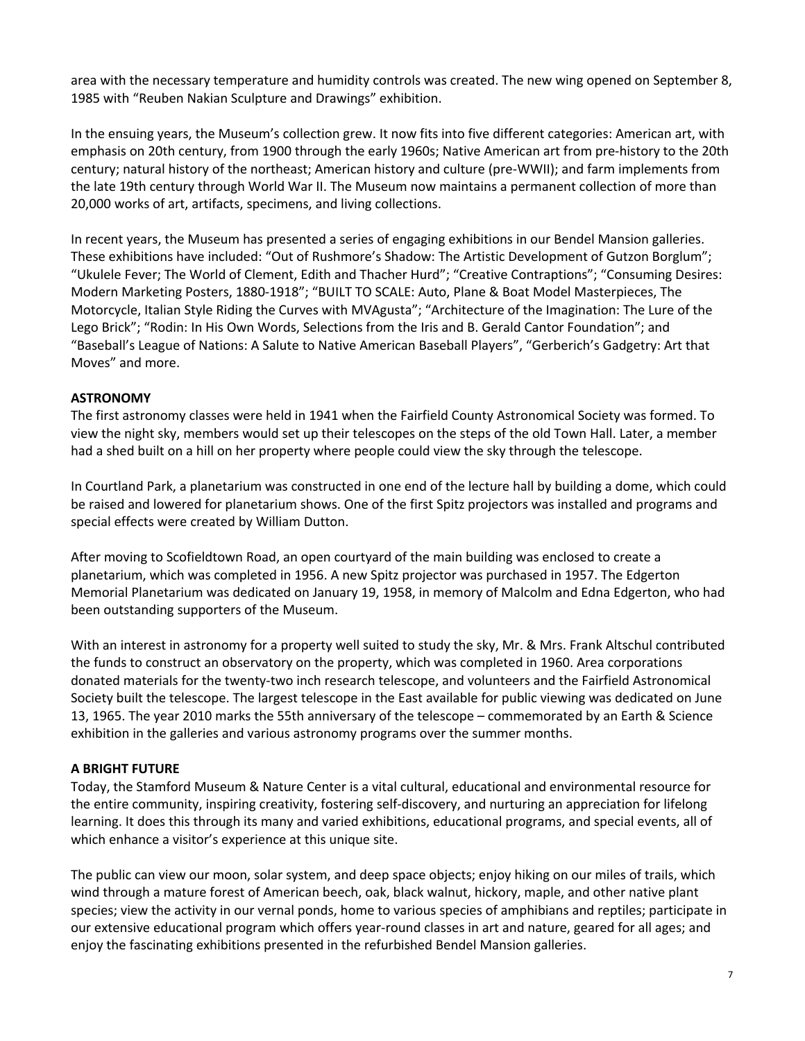area with the necessary temperature and humidity controls was created. The new wing opened on September 8, 1985 with "Reuben Nakian Sculpture and Drawings" exhibition.

In the ensuing years, the Museum's collection grew. It now fits into five different categories: American art, with emphasis on 20th century, from 1900 through the early 1960s; Native American art from pre-history to the 20th century; natural history of the northeast; American history and culture (pre-WWII); and farm implements from the late 19th century through World War II. The Museum now maintains a permanent collection of more than 20,000 works of art, artifacts, specimens, and living collections.

In recent years, the Museum has presented a series of engaging exhibitions in our Bendel Mansion galleries. These exhibitions have included: "Out of Rushmore's Shadow: The Artistic Development of Gutzon Borglum"; "Ukulele Fever; The World of Clement, Edith and Thacher Hurd"; "Creative Contraptions"; "Consuming Desires: Modern Marketing Posters, 1880-1918"; "BUILT TO SCALE: Auto, Plane & Boat Model Masterpieces, The Motorcycle, Italian Style Riding the Curves with MVAgusta"; "Architecture of the Imagination: The Lure of the Lego Brick"; "Rodin: In His Own Words, Selections from the Iris and B. Gerald Cantor Foundation"; and "Baseball's League of Nations: A Salute to Native American Baseball Players", "Gerberich's Gadgetry: Art that Moves" and more.

**ASTRONOMY**

The first astronomy classes were held in 1941 when the Fairfield County Astronomical Society was formed. To view the night sky, members would set up their telescopes on the steps of the old Town Hall. Later, a member had a shed built on a hill on her property where people could view the sky through the telescope.

In Courtland Park, a planetarium was constructed in one end of the lecture hall by building a dome, which could be raised and lowered for planetarium shows. One of the first Spitz projectors was installed and programs and special effects were created by William Dutton.

After moving to Scofieldtown Road, an open courtyard of the main building was enclosed to create a planetarium, which was completed in 1956. A new Spitz projector was purchased in 1957. The Edgerton Memorial Planetarium was dedicated on January 19, 1958, in memory of Malcolm and Edna Edgerton, who had been outstanding supporters of the Museum.

With an interest in astronomy for a property well suited to study the sky, Mr. & Mrs. Frank Altschul contributed the funds to construct an observatory on the property, which was completed in 1960. Area corporations donated materials for the twenty-two inch research telescope, and volunteers and the Fairfield Astronomical Society built the telescope. The largest telescope in the East available for public viewing was dedicated on June 13, 1965. The year 2010 marks the 55th anniversary of the telescope – commemorated by an Earth & Science exhibition in the galleries and various astronomy programs over the summer months.

**A BRIGHT FUTURE**

Today, the Stamford Museum & Nature Center is a vital cultural, educational and environmental resource for the entire community, inspiring creativity, fostering self-discovery, and nurturing an appreciation for lifelong learning. It does this through its many and varied exhibitions, educational programs, and special events, all of which enhance a visitor's experience at this unique site.

The public can view our moon, solar system, and deep space objects; enjoy hiking on our miles of trails, which wind through a mature forest of American beech, oak, black walnut, hickory, maple, and other native plant species; view the activity in our vernal ponds, home to various species of amphibians and reptiles; participate in our extensive educational program which offers year-round classes in art and nature, geared for all ages; and enjoy the fascinating exhibitions presented in the refurbished Bendel Mansion galleries.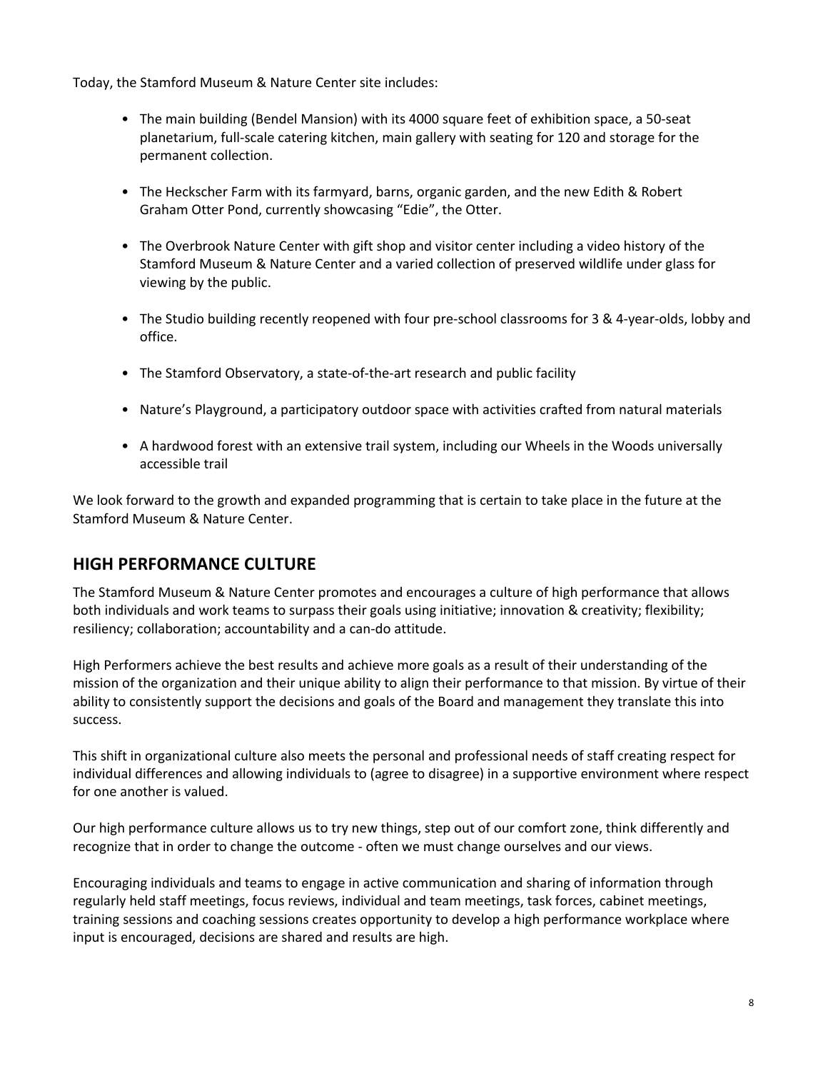Today, the Stamford Museum & Nature Center site includes:

- The main building (Bendel Mansion) with its 4000 square feet of exhibition space, a 50-seat planetarium, full-scale catering kitchen, main gallery with seating for 120 and storage for the permanent collection.
- The Heckscher Farm with its farmyard, barns, organic garden, and the new Edith & Robert Graham Otter Pond, currently showcasing "Edie", the Otter.
- The Overbrook Nature Center with gift shop and visitor center including a video history of the Stamford Museum & Nature Center and a varied collection of preserved wildlife under glass for viewing by the public.
- The Studio building recently reopened with four pre-school classrooms for 3 & 4-year-olds, lobby and office.
- The Stamford Observatory, a state-of-the-art research and public facility
- Nature's Playground, a participatory outdoor space with activities crafted from natural materials
- A hardwood forest with an extensive trail system, including our Wheels in the Woods universally accessible trail

We look forward to the growth and expanded programming that is certain to take place in the future at the Stamford Museum & Nature Center.

## HIGH PERFORMANCE CULTURE

The Stamford Museum & Nature Center promotes and encourages a culture of high performance that allows both individuals and work teams to surpass their goals using initiative; innovation & creativity; flexibility; resiliency; collaboration; accountability and a can-do attitude.

High Performers achieve the best results and achieve more goals as a result of their understanding of the mission of the organization and their unique ability to align their performance to that mission. By virtue of their ability to consistently support the decisions and goals of the Board and management they translate this into success.

This shift in organizational culture also meets the personal and professional needs of staff creating respect for individual differences and allowing individuals to (agree to disagree) in a supportive environment where respect for one another is valued.

Our high performance culture allows us to try new things, step out of our comfort zone, think differently and recognize that in order to change the outcome - often we must change ourselves and our views.

Encouraging individuals and teams to engage in active communication and sharing of information through regularly held staff meetings, focus reviews, individual and team meetings, task forces, cabinet meetings, training sessions and coaching sessions creates opportunity to develop a high performance workplace where input is encouraged, decisions are shared and results are high.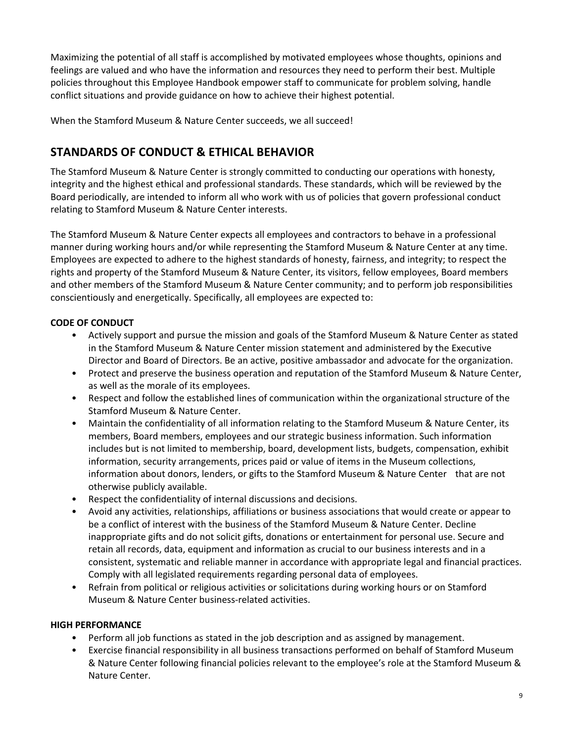Maximizing the potential of all staff is accomplished by motivated employees whose thoughts, opinions and feelings are valued and who have the information and resources they need to perform their best. Multiple policies throughout this Employee Handbook empower staff to communicate for problem solving, handle conflict situations and provide guidance on how to achieve their highest potential.

When the Stamford Museum & Nature Center succeeds, we all succeed!

## STANDARDS OF CONDUCT & ETHICAL BEHAVIOR

The Stamford Museum & Nature Center is strongly committed to conducting our operations with honesty, integrity and the highest ethical and professional standards. These standards, which will be reviewed by the Board periodically, are intended to inform all who work with us of policies that govern professional conduct relating to Stamford Museum & Nature Center interests.

The Stamford Museum & Nature Center expects all employees and contractors to behave in a professional manner during working hours and/or while representing the Stamford Museum & Nature Center at any time. Employees are expected to adhere to the highest standards of honesty, fairness, and integrity; to respect the rights and property of the Stamford Museum & Nature Center, its visitors, fellow employees, Board members and other members of the Stamford Museum & Nature Center community; and to perform job responsibilities conscientiously and energetically. Specifically, all employees are expected to:

**CODE OF CONDUCT**

- Actively support and pursue the mission and goals of the Stamford Museum & Nature Center as stated in the Stamford Museum & Nature Center mission statement and administered by the Executive Director and Board of Directors. Be an active, positive ambassador and advocate for the organization.
- Protect and preserve the business operation and reputation of the Stamford Museum & Nature Center, as well as the morale of its employees.
- Respect and follow the established lines of communication within the organizational structure of the Stamford Museum & Nature Center.
- Maintain the confidentiality of all information relating to the Stamford Museum & Nature Center, its members, Board members, employees and our strategic business information. Such information includes but is not limited to membership, board, development lists, budgets, compensation, exhibit information, security arrangements, prices paid or value of items in the Museum collections, information about donors, lenders, or gifts to the Stamford Museum & Nature Center that are not otherwise publicly available.
- Respect the confidentiality of internal discussions and decisions.
- Avoid any activities, relationships, affiliations or business associations that would create or appear to be a conflict of interest with the business of the Stamford Museum & Nature Center. Decline inappropriate gifts and do not solicit gifts, donations or entertainment for personal use. Secure and retain all records, data, equipment and information as crucial to our business interests and in a consistent, systematic and reliable manner in accordance with appropriate legal and financial practices. Comply with all legislated requirements regarding personal data of employees.
- Refrain from political or religious activities or solicitations during working hours or on Stamford Museum & Nature Center business-related activities.

**HIGH PERFORMANCE**

- Perform all job functions as stated in the job description and as assigned by management.
- Exercise financial responsibility in all business transactions performed on behalf of Stamford Museum & Nature Center following financial policies relevant to the employee's role at the Stamford Museum & Nature Center.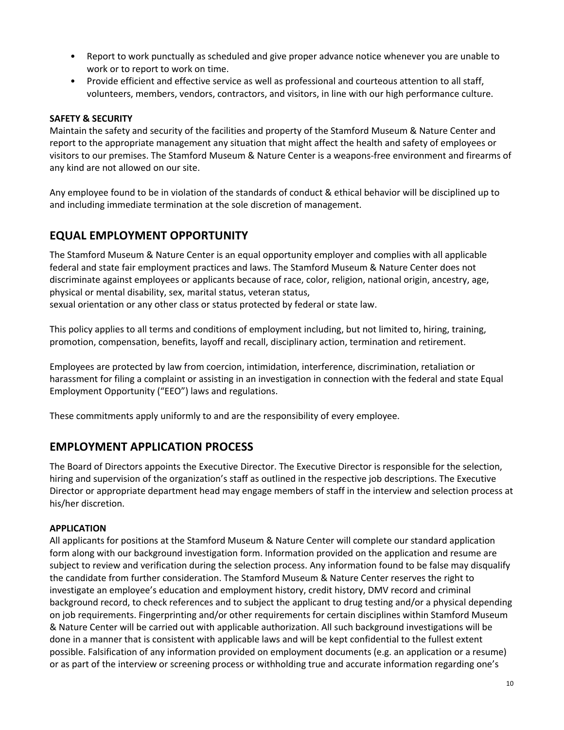- Report to work punctually as scheduled and give proper advance notice whenever you are unable to work or to report to work on time.
- Provide efficient and effective service as well as professional and courteous attention to all staff, volunteers, members, vendors, contractors, and visitors, in line with our high performance culture.

**SAFETY & SECURITY**

Maintain the safety and security of the facilities and property of the Stamford Museum & Nature Center and report to the appropriate management any situation that might affect the health and safety of employees or visitors to our premises. The Stamford Museum & Nature Center is a weapons-free environment and firearms of any kind are not allowed on our site.

Any employee found to be in violation of the standards of conduct & ethical behavior will be disciplined up to and including immediate termination at the sole discretion of management.

## EQUAL EMPLOYMENT OPPORTUNITY

The Stamford Museum & Nature Center is an equal opportunity employer and complies with all applicable federal and state fair employment practices and laws. The Stamford Museum & Nature Center does not discriminate against employees or applicants because of race, color, religion, national origin, ancestry, age, physical or mental disability, sex, marital status, veteran status,
sexual orientation or any other class or status protected by federal or state law.

This policy applies to all terms and conditions of employment including, but not limited to, hiring, training, promotion, compensation, benefits, layoff and recall, disciplinary action, termination and retirement.

Employees are protected by law from coercion, intimidation, interference, discrimination, retaliation or harassment for filing a complaint or assisting in an investigation in connection with the federal and state Equal Employment Opportunity ("EEO") laws and regulations.

These commitments apply uniformly to and are the responsibility of every employee.

## EMPLOYMENT APPLICATION PROCESS

The Board of Directors appoints the Executive Director. The Executive Director is responsible for the selection, hiring and supervision of the organization's staff as outlined in the respective job descriptions. The Executive Director or appropriate department head may engage members of staff in the interview and selection process at his/her discretion.

**APPLICATION**

All applicants for positions at the Stamford Museum & Nature Center will complete our standard application form along with our background investigation form. Information provided on the application and resume are subject to review and verification during the selection process. Any information found to be false may disqualify the candidate from further consideration. The Stamford Museum & Nature Center reserves the right to investigate an employee's education and employment history, credit history, DMV record and criminal background record, to check references and to subject the applicant to drug testing and/or a physical depending on job requirements. Fingerprinting and/or other requirements for certain disciplines within Stamford Museum & Nature Center will be carried out with applicable authorization. All such background investigations will be done in a manner that is consistent with applicable laws and will be kept confidential to the fullest extent possible. Falsification of any information provided on employment documents (e.g. an application or a resume) or as part of the interview or screening process or withholding true and accurate information regarding one's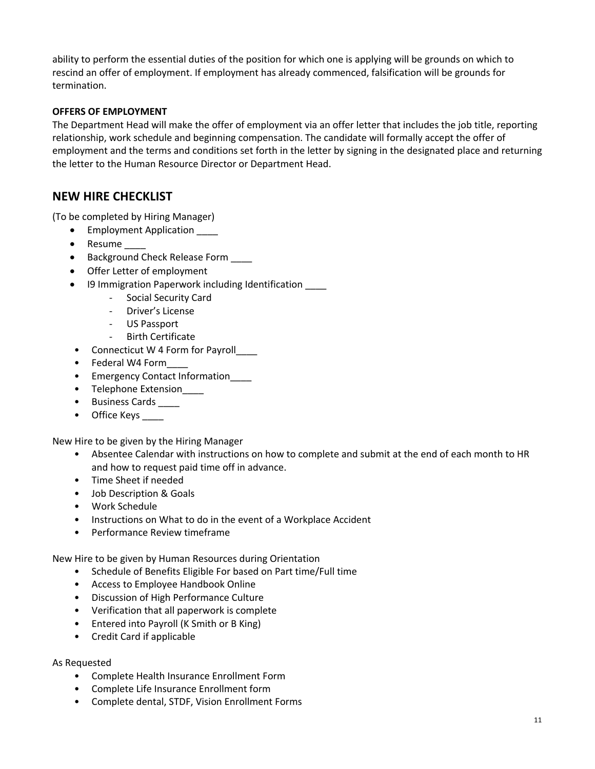ability to perform the essential duties of the position for which one is applying will be grounds on which to rescind an offer of employment. If employment has already commenced, falsification will be grounds for termination.

**OFFERS OF EMPLOYMENT**

The Department Head will make the offer of employment via an offer letter that includes the job title, reporting relationship, work schedule and beginning compensation. The candidate will formally accept the offer of employment and the terms and conditions set forth in the letter by signing in the designated place and returning the letter to the Human Resource Director or Department Head.

## NEW HIRE CHECKLIST

(To be completed by Hiring Manager)

- Employment Application ____
- Resume ____
- Background Check Release Form ____
- Offer Letter of employment
- I9 Immigration Paperwork including Identification ____
  - Social Security Card
  - Driver's License
  - US Passport
  - Birth Certificate
- Connecticut W 4 Form for Payroll____
- Federal W4 Form____
- Emergency Contact Information____
- Telephone Extension____
- Business Cards ____
- Office Keys ____

New Hire to be given by the Hiring Manager

- Absentee Calendar with instructions on how to complete and submit at the end of each month to HR and how to request paid time off in advance.
- Time Sheet if needed
- Job Description & Goals
- Work Schedule
- Instructions on What to do in the event of a Workplace Accident
- Performance Review timeframe

New Hire to be given by Human Resources during Orientation

- Schedule of Benefits Eligible For based on Part time/Full time
- Access to Employee Handbook Online
- Discussion of High Performance Culture
- Verification that all paperwork is complete
- Entered into Payroll (K Smith or B King)
- Credit Card if applicable

As Requested

- Complete Health Insurance Enrollment Form
- Complete Life Insurance Enrollment form
- Complete dental, STDF, Vision Enrollment Forms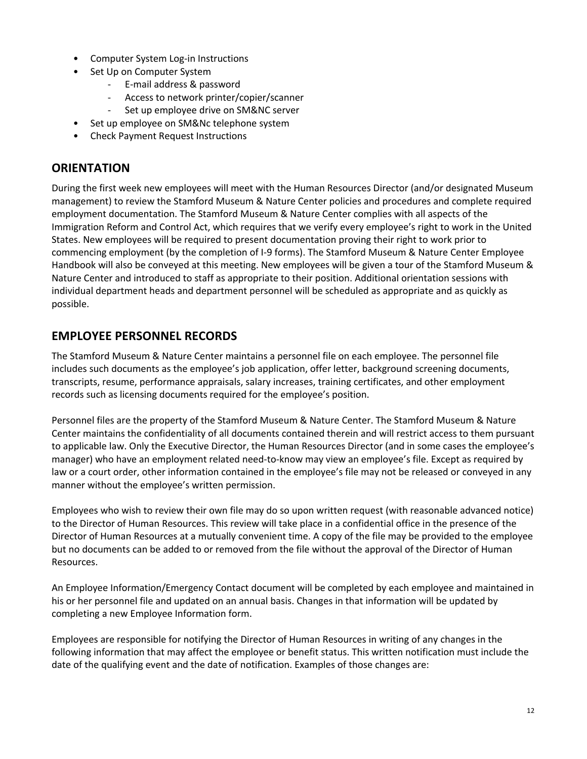- Computer System Log-in Instructions
- Set Up on Computer System
    - E-mail address & password
    - Access to network printer/copier/scanner
    - Set up employee drive on SM&NC server
- Set up employee on SM&Nc telephone system
- Check Payment Request Instructions

## ORIENTATION

During the first week new employees will meet with the Human Resources Director (and/or designated Museum management) to review the Stamford Museum & Nature Center policies and procedures and complete required employment documentation. The Stamford Museum & Nature Center complies with all aspects of the Immigration Reform and Control Act, which requires that we verify every employee's right to work in the United States. New employees will be required to present documentation proving their right to work prior to commencing employment (by the completion of I-9 forms). The Stamford Museum & Nature Center Employee Handbook will also be conveyed at this meeting. New employees will be given a tour of the Stamford Museum & Nature Center and introduced to staff as appropriate to their position. Additional orientation sessions with individual department heads and department personnel will be scheduled as appropriate and as quickly as possible.

## EMPLOYEE PERSONNEL RECORDS

The Stamford Museum & Nature Center maintains a personnel file on each employee. The personnel file includes such documents as the employee's job application, offer letter, background screening documents, transcripts, resume, performance appraisals, salary increases, training certificates, and other employment records such as licensing documents required for the employee's position.

Personnel files are the property of the Stamford Museum & Nature Center. The Stamford Museum & Nature Center maintains the confidentiality of all documents contained therein and will restrict access to them pursuant to applicable law. Only the Executive Director, the Human Resources Director (and in some cases the employee's manager) who have an employment related need-to-know may view an employee's file. Except as required by law or a court order, other information contained in the employee's file may not be released or conveyed in any manner without the employee's written permission.

Employees who wish to review their own file may do so upon written request (with reasonable advanced notice) to the Director of Human Resources. This review will take place in a confidential office in the presence of the Director of Human Resources at a mutually convenient time. A copy of the file may be provided to the employee but no documents can be added to or removed from the file without the approval of the Director of Human Resources.

An Employee Information/Emergency Contact document will be completed by each employee and maintained in his or her personnel file and updated on an annual basis. Changes in that information will be updated by completing a new Employee Information form.

Employees are responsible for notifying the Director of Human Resources in writing of any changes in the following information that may affect the employee or benefit status. This written notification must include the date of the qualifying event and the date of notification. Examples of those changes are: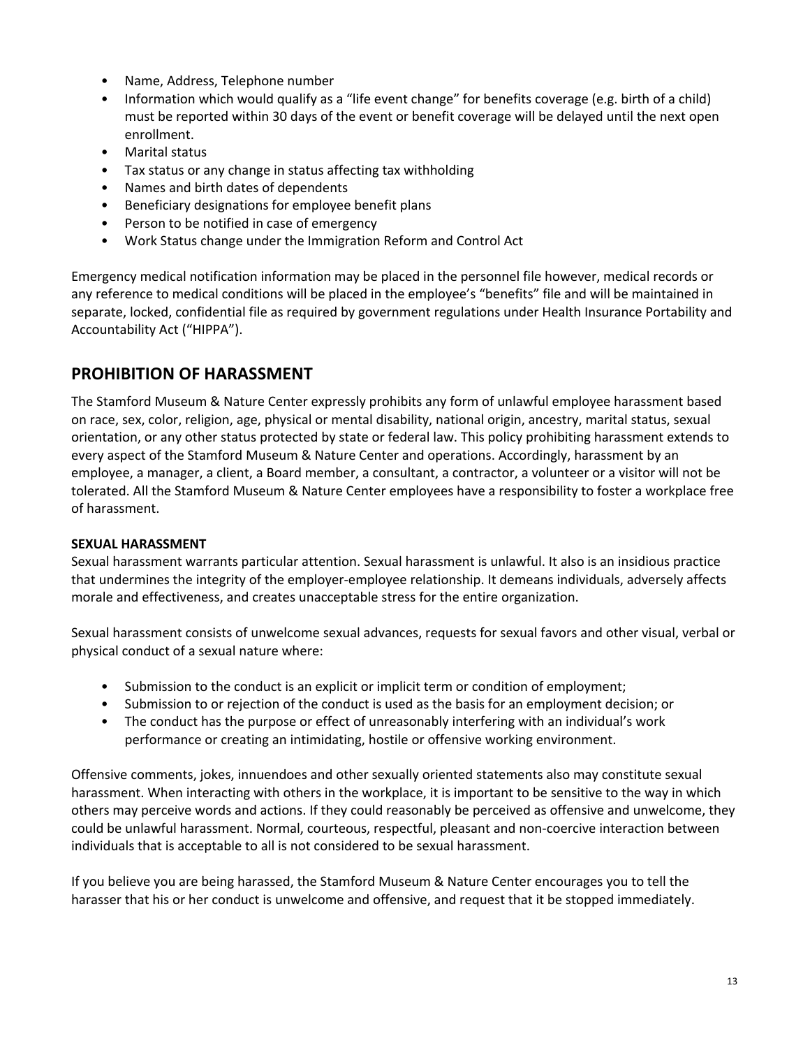- Name, Address, Telephone number
- Information which would qualify as a "life event change" for benefits coverage (e.g. birth of a child) must be reported within 30 days of the event or benefit coverage will be delayed until the next open enrollment.
- Marital status
- Tax status or any change in status affecting tax withholding
- Names and birth dates of dependents
- Beneficiary designations for employee benefit plans
- Person to be notified in case of emergency
- Work Status change under the Immigration Reform and Control Act

Emergency medical notification information may be placed in the personnel file however, medical records or any reference to medical conditions will be placed in the employee's "benefits" file and will be maintained in separate, locked, confidential file as required by government regulations under Health Insurance Portability and Accountability Act ("HIPPA").

## PROHIBITION OF HARASSMENT

The Stamford Museum & Nature Center expressly prohibits any form of unlawful employee harassment based on race, sex, color, religion, age, physical or mental disability, national origin, ancestry, marital status, sexual orientation, or any other status protected by state or federal law. This policy prohibiting harassment extends to every aspect of the Stamford Museum & Nature Center and operations. Accordingly, harassment by an employee, a manager, a client, a Board member, a consultant, a contractor, a volunteer or a visitor will not be tolerated. All the Stamford Museum & Nature Center employees have a responsibility to foster a workplace free of harassment.

### SEXUAL HARASSMENT

Sexual harassment warrants particular attention. Sexual harassment is unlawful. It also is an insidious practice that undermines the integrity of the employer-employee relationship. It demeans individuals, adversely affects morale and effectiveness, and creates unacceptable stress for the entire organization.

Sexual harassment consists of unwelcome sexual advances, requests for sexual favors and other visual, verbal or physical conduct of a sexual nature where:

- Submission to the conduct is an explicit or implicit term or condition of employment;
- Submission to or rejection of the conduct is used as the basis for an employment decision; or
- The conduct has the purpose or effect of unreasonably interfering with an individual's work performance or creating an intimidating, hostile or offensive working environment.

Offensive comments, jokes, innuendoes and other sexually oriented statements also may constitute sexual harassment. When interacting with others in the workplace, it is important to be sensitive to the way in which others may perceive words and actions. If they could reasonably be perceived as offensive and unwelcome, they could be unlawful harassment. Normal, courteous, respectful, pleasant and non-coercive interaction between individuals that is acceptable to all is not considered to be sexual harassment.

If you believe you are being harassed, the Stamford Museum & Nature Center encourages you to tell the harasser that his or her conduct is unwelcome and offensive, and request that it be stopped immediately.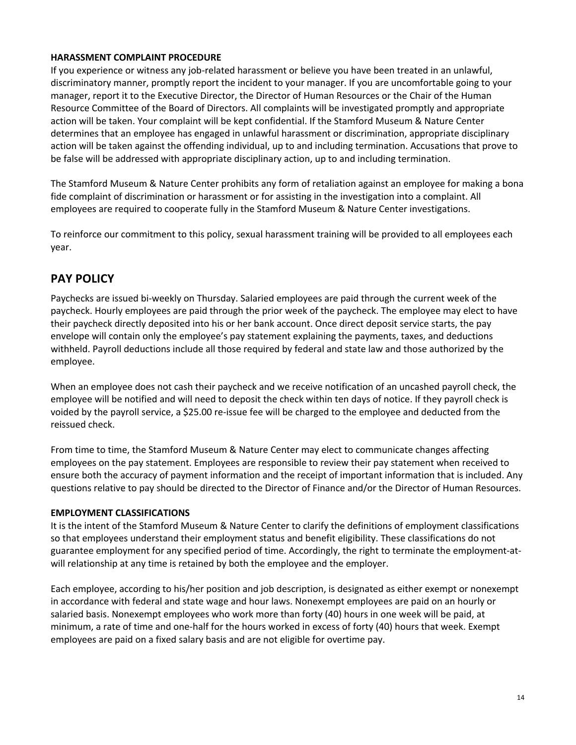**HARASSMENT COMPLAINT PROCEDURE**
If you experience or witness any job-related harassment or believe you have been treated in an unlawful, discriminatory manner, promptly report the incident to your manager. If you are uncomfortable going to your manager, report it to the Executive Director, the Director of Human Resources or the Chair of the Human Resource Committee of the Board of Directors. All complaints will be investigated promptly and appropriate action will be taken. Your complaint will be kept confidential. If the Stamford Museum & Nature Center determines that an employee has engaged in unlawful harassment or discrimination, appropriate disciplinary action will be taken against the offending individual, up to and including termination. Accusations that prove to be false will be addressed with appropriate disciplinary action, up to and including termination.

The Stamford Museum & Nature Center prohibits any form of retaliation against an employee for making a bona fide complaint of discrimination or harassment or for assisting in the investigation into a complaint. All employees are required to cooperate fully in the Stamford Museum & Nature Center investigations.

To reinforce our commitment to this policy, sexual harassment training will be provided to all employees each year.

## PAY POLICY

Paychecks are issued bi-weekly on Thursday. Salaried employees are paid through the current week of the paycheck. Hourly employees are paid through the prior week of the paycheck. The employee may elect to have their paycheck directly deposited into his or her bank account. Once direct deposit service starts, the pay envelope will contain only the employee's pay statement explaining the payments, taxes, and deductions withheld. Payroll deductions include all those required by federal and state law and those authorized by the employee.

When an employee does not cash their paycheck and we receive notification of an uncashed payroll check, the employee will be notified and will need to deposit the check within ten days of notice. If they payroll check is voided by the payroll service, a $25.00 re-issue fee will be charged to the employee and deducted from the reissued check.

From time to time, the Stamford Museum & Nature Center may elect to communicate changes affecting employees on the pay statement. Employees are responsible to review their pay statement when received to ensure both the accuracy of payment information and the receipt of important information that is included. Any questions relative to pay should be directed to the Director of Finance and/or the Director of Human Resources.

**EMPLOYMENT CLASSIFICATIONS**
It is the intent of the Stamford Museum & Nature Center to clarify the definitions of employment classifications so that employees understand their employment status and benefit eligibility. These classifications do not guarantee employment for any specified period of time. Accordingly, the right to terminate the employment-at-will relationship at any time is retained by both the employee and the employer.

Each employee, according to his/her position and job description, is designated as either exempt or nonexempt in accordance with federal and state wage and hour laws. Nonexempt employees are paid on an hourly or salaried basis. Nonexempt employees who work more than forty (40) hours in one week will be paid, at minimum, a rate of time and one-half for the hours worked in excess of forty (40) hours that week. Exempt employees are paid on a fixed salary basis and are not eligible for overtime pay.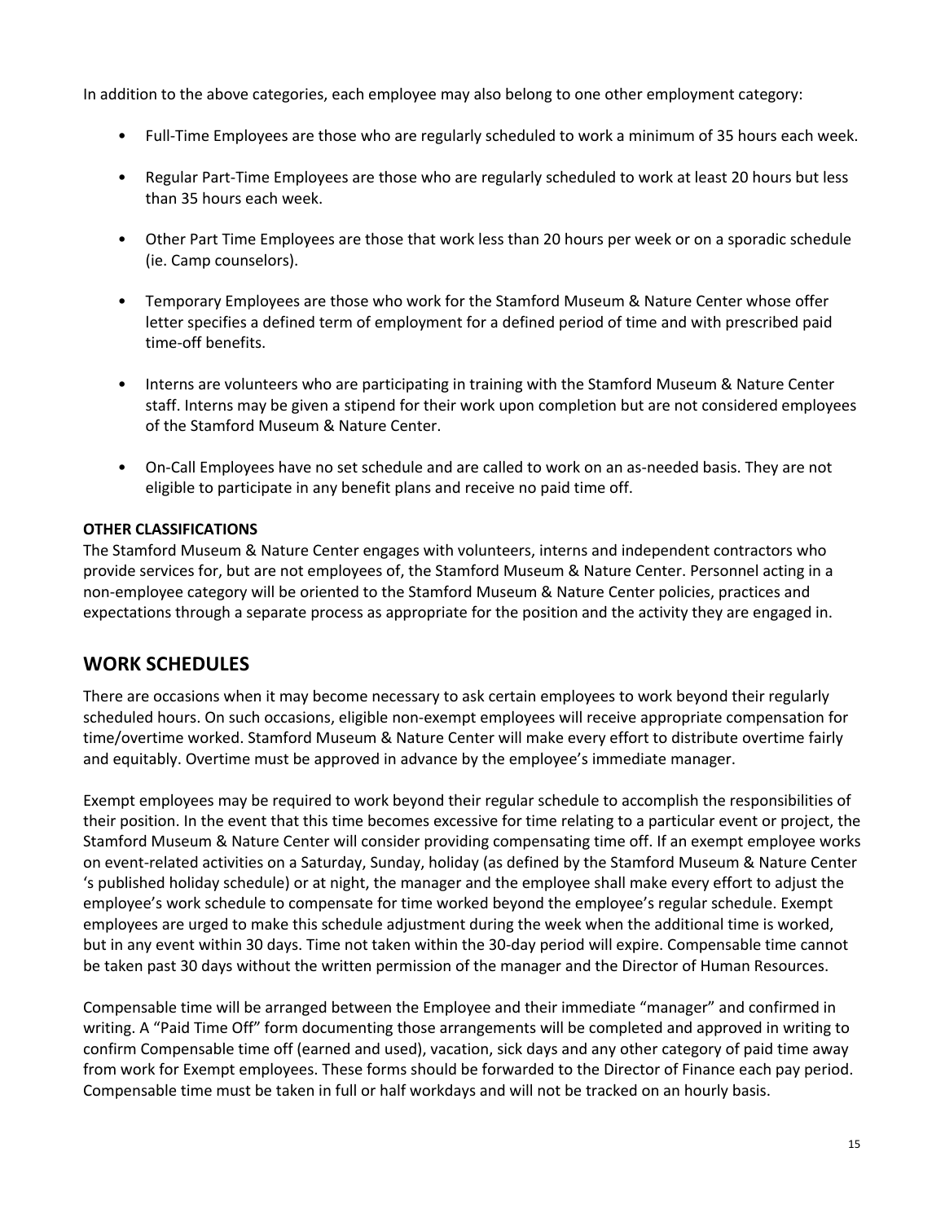In addition to the above categories, each employee may also belong to one other employment category:

- Full-Time Employees are those who are regularly scheduled to work a minimum of 35 hours each week.
- Regular Part-Time Employees are those who are regularly scheduled to work at least 20 hours but less than 35 hours each week.
- Other Part Time Employees are those that work less than 20 hours per week or on a sporadic schedule (ie. Camp counselors).
- Temporary Employees are those who work for the Stamford Museum & Nature Center whose offer letter specifies a defined term of employment for a defined period of time and with prescribed paid time-off benefits.
- Interns are volunteers who are participating in training with the Stamford Museum & Nature Center staff. Interns may be given a stipend for their work upon completion but are not considered employees of the Stamford Museum & Nature Center.
- On-Call Employees have no set schedule and are called to work on an as-needed basis. They are not eligible to participate in any benefit plans and receive no paid time off.

**OTHER CLASSIFICATIONS**

The Stamford Museum & Nature Center engages with volunteers, interns and independent contractors who provide services for, but are not employees of, the Stamford Museum & Nature Center. Personnel acting in a non-employee category will be oriented to the Stamford Museum & Nature Center policies, practices and expectations through a separate process as appropriate for the position and the activity they are engaged in.

## WORK SCHEDULES

There are occasions when it may become necessary to ask certain employees to work beyond their regularly scheduled hours. On such occasions, eligible non-exempt employees will receive appropriate compensation for time/overtime worked. Stamford Museum & Nature Center will make every effort to distribute overtime fairly and equitably. Overtime must be approved in advance by the employee's immediate manager.

Exempt employees may be required to work beyond their regular schedule to accomplish the responsibilities of their position. In the event that this time becomes excessive for time relating to a particular event or project, the Stamford Museum & Nature Center will consider providing compensating time off. If an exempt employee works on event-related activities on a Saturday, Sunday, holiday (as defined by the Stamford Museum & Nature Center 's published holiday schedule) or at night, the manager and the employee shall make every effort to adjust the employee's work schedule to compensate for time worked beyond the employee's regular schedule. Exempt employees are urged to make this schedule adjustment during the week when the additional time is worked, but in any event within 30 days. Time not taken within the 30-day period will expire. Compensable time cannot be taken past 30 days without the written permission of the manager and the Director of Human Resources.

Compensable time will be arranged between the Employee and their immediate "manager" and confirmed in writing. A "Paid Time Off" form documenting those arrangements will be completed and approved in writing to confirm Compensable time off (earned and used), vacation, sick days and any other category of paid time away from work for Exempt employees. These forms should be forwarded to the Director of Finance each pay period. Compensable time must be taken in full or half workdays and will not be tracked on an hourly basis.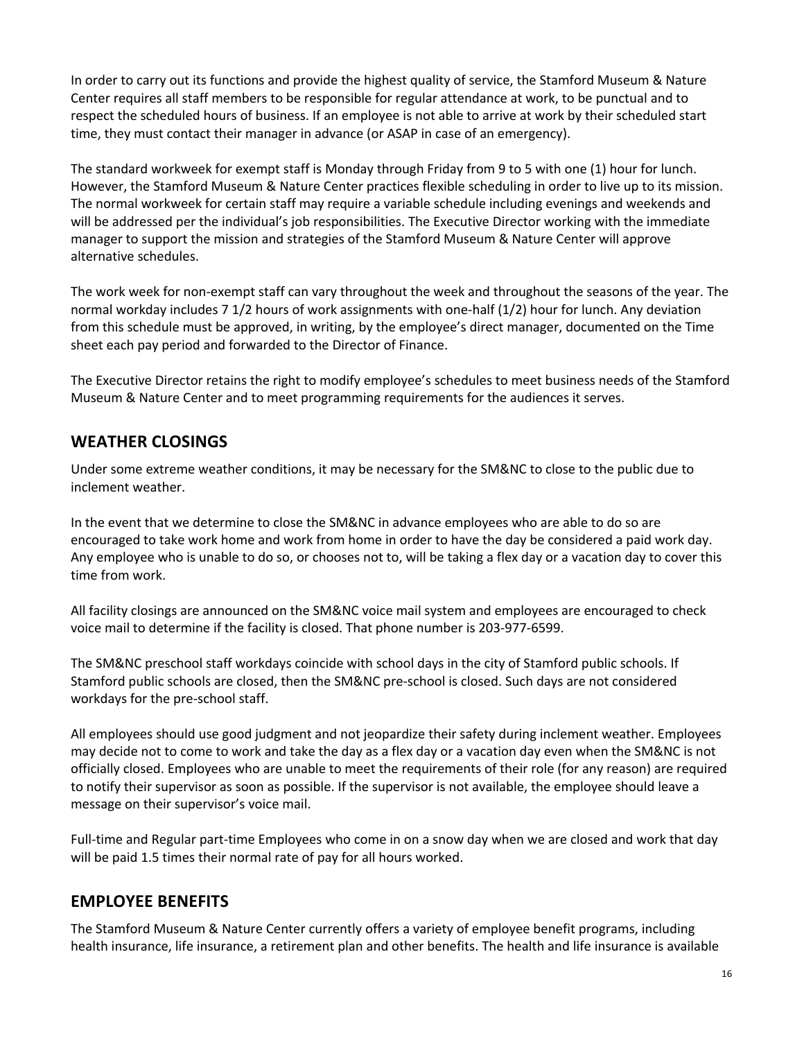In order to carry out its functions and provide the highest quality of service, the Stamford Museum & Nature Center requires all staff members to be responsible for regular attendance at work, to be punctual and to respect the scheduled hours of business. If an employee is not able to arrive at work by their scheduled start time, they must contact their manager in advance (or ASAP in case of an emergency).

The standard workweek for exempt staff is Monday through Friday from 9 to 5 with one (1) hour for lunch. However, the Stamford Museum & Nature Center practices flexible scheduling in order to live up to its mission. The normal workweek for certain staff may require a variable schedule including evenings and weekends and will be addressed per the individual's job responsibilities. The Executive Director working with the immediate manager to support the mission and strategies of the Stamford Museum & Nature Center will approve alternative schedules.

The work week for non-exempt staff can vary throughout the week and throughout the seasons of the year. The normal workday includes 7 1/2 hours of work assignments with one-half (1/2) hour for lunch. Any deviation from this schedule must be approved, in writing, by the employee's direct manager, documented on the Time sheet each pay period and forwarded to the Director of Finance.

The Executive Director retains the right to modify employee's schedules to meet business needs of the Stamford Museum & Nature Center and to meet programming requirements for the audiences it serves.

## WEATHER CLOSINGS

Under some extreme weather conditions, it may be necessary for the SM&NC to close to the public due to inclement weather.

In the event that we determine to close the SM&NC in advance employees who are able to do so are encouraged to take work home and work from home in order to have the day be considered a paid work day. Any employee who is unable to do so, or chooses not to, will be taking a flex day or a vacation day to cover this time from work.

All facility closings are announced on the SM&NC voice mail system and employees are encouraged to check voice mail to determine if the facility is closed. That phone number is 203-977-6599.

The SM&NC preschool staff workdays coincide with school days in the city of Stamford public schools. If Stamford public schools are closed, then the SM&NC pre-school is closed. Such days are not considered workdays for the pre-school staff.

All employees should use good judgment and not jeopardize their safety during inclement weather. Employees may decide not to come to work and take the day as a flex day or a vacation day even when the SM&NC is not officially closed. Employees who are unable to meet the requirements of their role (for any reason) are required to notify their supervisor as soon as possible. If the supervisor is not available, the employee should leave a message on their supervisor's voice mail.

Full-time and Regular part-time Employees who come in on a snow day when we are closed and work that day will be paid 1.5 times their normal rate of pay for all hours worked.

## EMPLOYEE BENEFITS

The Stamford Museum & Nature Center currently offers a variety of employee benefit programs, including health insurance, life insurance, a retirement plan and other benefits. The health and life insurance is available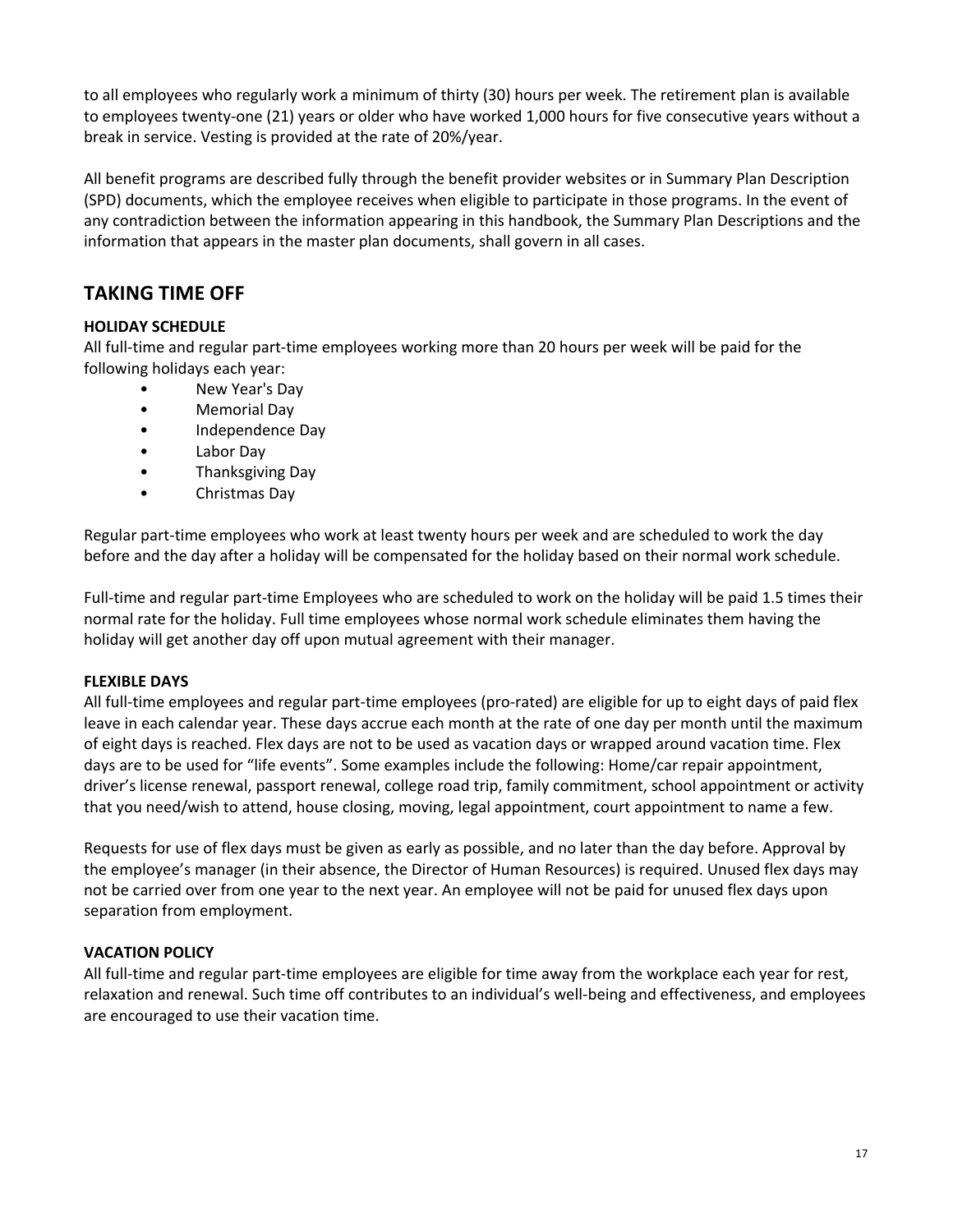to all employees who regularly work a minimum of thirty (30) hours per week. The retirement plan is available to employees twenty-one (21) years or older who have worked 1,000 hours for five consecutive years without a break in service. Vesting is provided at the rate of 20%/year.

All benefit programs are described fully through the benefit provider websites or in Summary Plan Description (SPD) documents, which the employee receives when eligible to participate in those programs. In the event of any contradiction between the information appearing in this handbook, the Summary Plan Descriptions and the information that appears in the master plan documents, shall govern in all cases.

## TAKING TIME OFF

**HOLIDAY SCHEDULE**

All full-time and regular part-time employees working more than 20 hours per week will be paid for the following holidays each year:

- New Year's Day
- Memorial Day
- Independence Day
- Labor Day
- Thanksgiving Day
- Christmas Day

Regular part-time employees who work at least twenty hours per week and are scheduled to work the day before and the day after a holiday will be compensated for the holiday based on their normal work schedule.

Full-time and regular part-time Employees who are scheduled to work on the holiday will be paid 1.5 times their normal rate for the holiday. Full time employees whose normal work schedule eliminates them having the holiday will get another day off upon mutual agreement with their manager.

**FLEXIBLE DAYS**

All full-time employees and regular part-time employees (pro-rated) are eligible for up to eight days of paid flex leave in each calendar year. These days accrue each month at the rate of one day per month until the maximum of eight days is reached. Flex days are not to be used as vacation days or wrapped around vacation time. Flex days are to be used for "life events". Some examples include the following: Home/car repair appointment, driver's license renewal, passport renewal, college road trip, family commitment, school appointment or activity that you need/wish to attend, house closing, moving, legal appointment, court appointment to name a few.

Requests for use of flex days must be given as early as possible, and no later than the day before. Approval by the employee's manager (in their absence, the Director of Human Resources) is required. Unused flex days may not be carried over from one year to the next year. An employee will not be paid for unused flex days upon separation from employment.

**VACATION POLICY**

All full-time and regular part-time employees are eligible for time away from the workplace each year for rest, relaxation and renewal. Such time off contributes to an individual's well-being and effectiveness, and employees are encouraged to use their vacation time.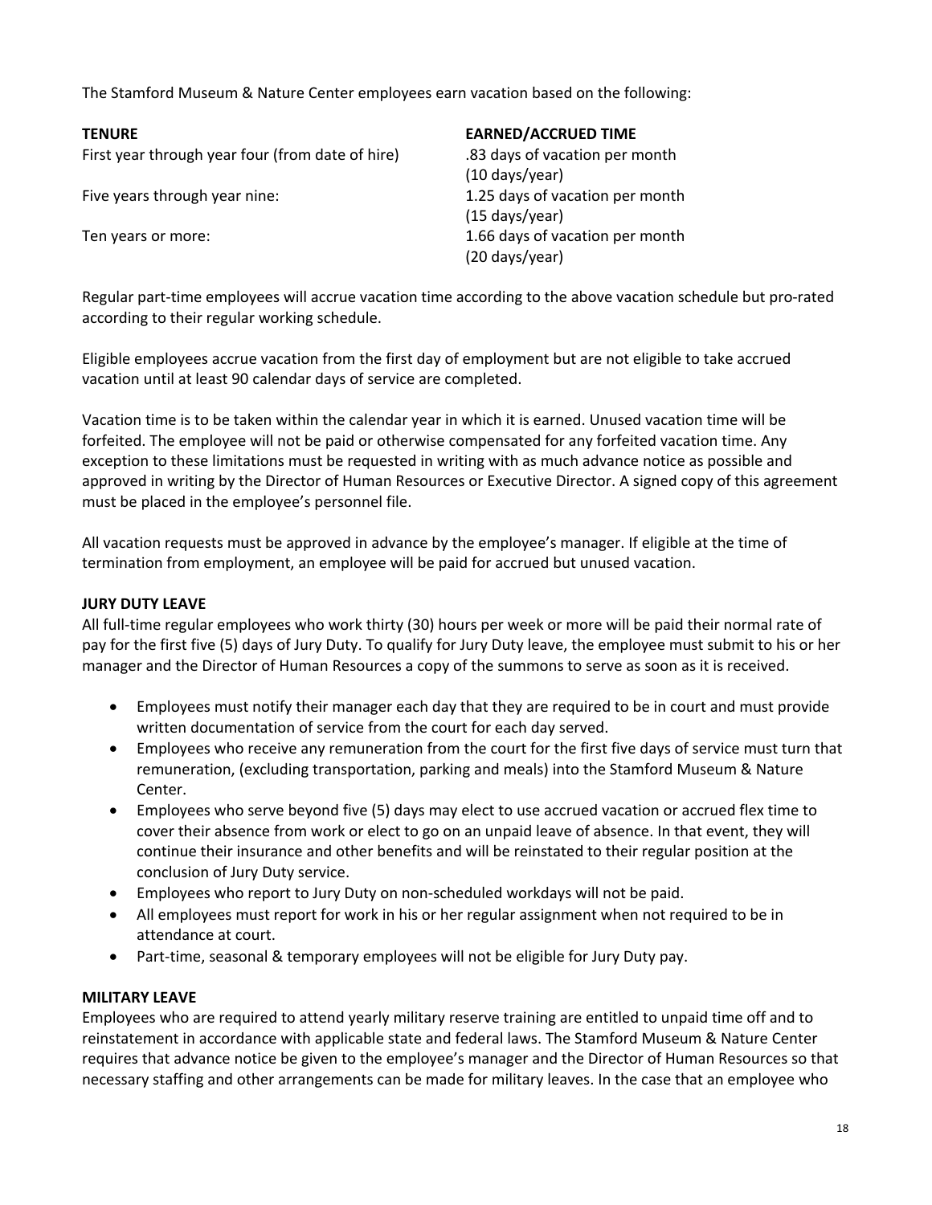The Stamford Museum & Nature Center employees earn vacation based on the following:

| **TENURE** | **EARNED/ACCRUED TIME** |
| --- | --- |
| First year through year four (from date of hire) | .83 days of vacation per month (10 days/year) |
| Five years through year nine: | 1.25 days of vacation per month (15 days/year) |
| Ten years or more: | 1.66 days of vacation per month (20 days/year) |

Regular part-time employees will accrue vacation time according to the above vacation schedule but pro-rated according to their regular working schedule.

Eligible employees accrue vacation from the first day of employment but are not eligible to take accrued vacation until at least 90 calendar days of service are completed.

Vacation time is to be taken within the calendar year in which it is earned. Unused vacation time will be forfeited. The employee will not be paid or otherwise compensated for any forfeited vacation time. Any exception to these limitations must be requested in writing with as much advance notice as possible and approved in writing by the Director of Human Resources or Executive Director. A signed copy of this agreement must be placed in the employee's personnel file.

All vacation requests must be approved in advance by the employee's manager. If eligible at the time of termination from employment, an employee will be paid for accrued but unused vacation.

**JURY DUTY LEAVE**

All full-time regular employees who work thirty (30) hours per week or more will be paid their normal rate of pay for the first five (5) days of Jury Duty. To qualify for Jury Duty leave, the employee must submit to his or her manager and the Director of Human Resources a copy of the summons to serve as soon as it is received.

- Employees must notify their manager each day that they are required to be in court and must provide written documentation of service from the court for each day served.
- Employees who receive any remuneration from the court for the first five days of service must turn that remuneration, (excluding transportation, parking and meals) into the Stamford Museum & Nature Center.
- Employees who serve beyond five (5) days may elect to use accrued vacation or accrued flex time to cover their absence from work or elect to go on an unpaid leave of absence. In that event, they will continue their insurance and other benefits and will be reinstated to their regular position at the conclusion of Jury Duty service.
- Employees who report to Jury Duty on non-scheduled workdays will not be paid.
- All employees must report for work in his or her regular assignment when not required to be in attendance at court.
- Part-time, seasonal & temporary employees will not be eligible for Jury Duty pay.

**MILITARY LEAVE**

Employees who are required to attend yearly military reserve training are entitled to unpaid time off and to reinstatement in accordance with applicable state and federal laws. The Stamford Museum & Nature Center requires that advance notice be given to the employee's manager and the Director of Human Resources so that necessary staffing and other arrangements can be made for military leaves. In the case that an employee who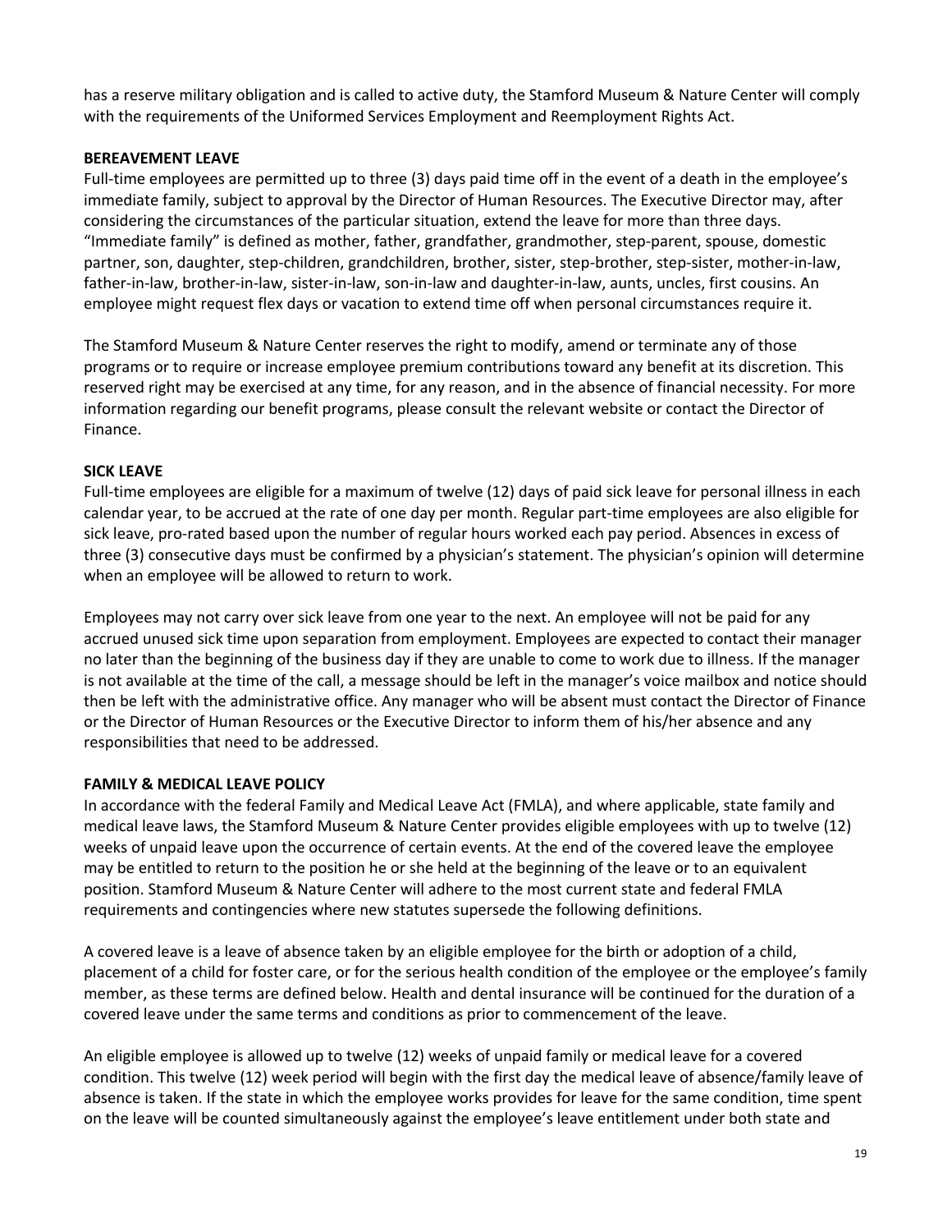has a reserve military obligation and is called to active duty, the Stamford Museum & Nature Center will comply with the requirements of the Uniformed Services Employment and Reemployment Rights Act.

**BEREAVEMENT LEAVE**

Full-time employees are permitted up to three (3) days paid time off in the event of a death in the employee's immediate family, subject to approval by the Director of Human Resources. The Executive Director may, after considering the circumstances of the particular situation, extend the leave for more than three days. "Immediate family" is defined as mother, father, grandfather, grandmother, step-parent, spouse, domestic partner, son, daughter, step-children, grandchildren, brother, sister, step-brother, step-sister, mother-in-law, father-in-law, brother-in-law, sister-in-law, son-in-law and daughter-in-law, aunts, uncles, first cousins. An employee might request flex days or vacation to extend time off when personal circumstances require it.

The Stamford Museum & Nature Center reserves the right to modify, amend or terminate any of those programs or to require or increase employee premium contributions toward any benefit at its discretion. This reserved right may be exercised at any time, for any reason, and in the absence of financial necessity. For more information regarding our benefit programs, please consult the relevant website or contact the Director of Finance.

**SICK LEAVE**

Full-time employees are eligible for a maximum of twelve (12) days of paid sick leave for personal illness in each calendar year, to be accrued at the rate of one day per month. Regular part-time employees are also eligible for sick leave, pro-rated based upon the number of regular hours worked each pay period. Absences in excess of three (3) consecutive days must be confirmed by a physician's statement. The physician's opinion will determine when an employee will be allowed to return to work.

Employees may not carry over sick leave from one year to the next. An employee will not be paid for any accrued unused sick time upon separation from employment. Employees are expected to contact their manager no later than the beginning of the business day if they are unable to come to work due to illness. If the manager is not available at the time of the call, a message should be left in the manager's voice mailbox and notice should then be left with the administrative office. Any manager who will be absent must contact the Director of Finance or the Director of Human Resources or the Executive Director to inform them of his/her absence and any responsibilities that need to be addressed.

**FAMILY & MEDICAL LEAVE POLICY**

In accordance with the federal Family and Medical Leave Act (FMLA), and where applicable, state family and medical leave laws, the Stamford Museum & Nature Center provides eligible employees with up to twelve (12) weeks of unpaid leave upon the occurrence of certain events. At the end of the covered leave the employee may be entitled to return to the position he or she held at the beginning of the leave or to an equivalent position. Stamford Museum & Nature Center will adhere to the most current state and federal FMLA requirements and contingencies where new statutes supersede the following definitions.

A covered leave is a leave of absence taken by an eligible employee for the birth or adoption of a child, placement of a child for foster care, or for the serious health condition of the employee or the employee's family member, as these terms are defined below. Health and dental insurance will be continued for the duration of a covered leave under the same terms and conditions as prior to commencement of the leave.

An eligible employee is allowed up to twelve (12) weeks of unpaid family or medical leave for a covered condition. This twelve (12) week period will begin with the first day the medical leave of absence/family leave of absence is taken. If the state in which the employee works provides for leave for the same condition, time spent on the leave will be counted simultaneously against the employee's leave entitlement under both state and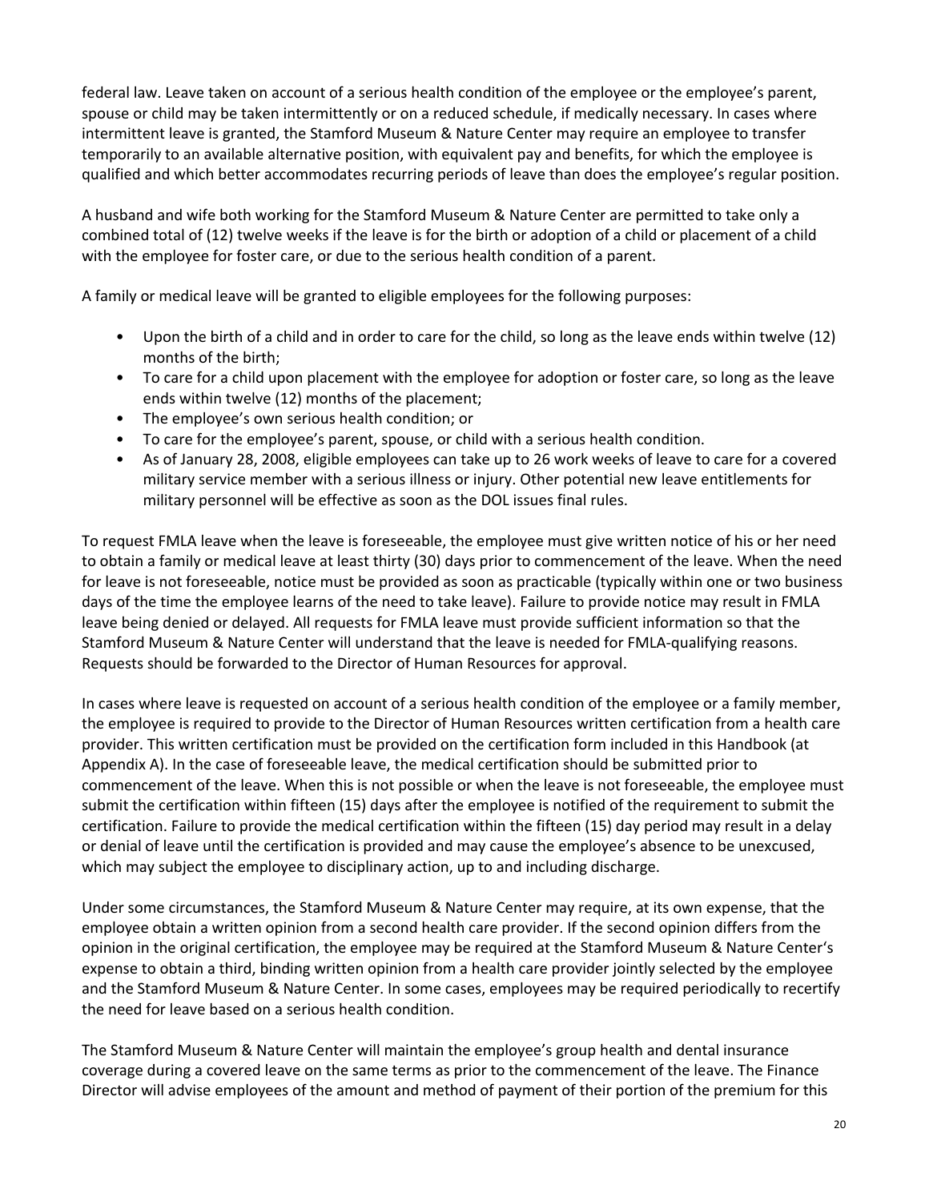federal law. Leave taken on account of a serious health condition of the employee or the employee's parent, spouse or child may be taken intermittently or on a reduced schedule, if medically necessary. In cases where intermittent leave is granted, the Stamford Museum & Nature Center may require an employee to transfer temporarily to an available alternative position, with equivalent pay and benefits, for which the employee is qualified and which better accommodates recurring periods of leave than does the employee's regular position.

A husband and wife both working for the Stamford Museum & Nature Center are permitted to take only a combined total of (12) twelve weeks if the leave is for the birth or adoption of a child or placement of a child with the employee for foster care, or due to the serious health condition of a parent.

A family or medical leave will be granted to eligible employees for the following purposes:

- Upon the birth of a child and in order to care for the child, so long as the leave ends within twelve (12) months of the birth;
- To care for a child upon placement with the employee for adoption or foster care, so long as the leave ends within twelve (12) months of the placement;
- The employee's own serious health condition; or
- To care for the employee's parent, spouse, or child with a serious health condition.
- As of January 28, 2008, eligible employees can take up to 26 work weeks of leave to care for a covered military service member with a serious illness or injury. Other potential new leave entitlements for military personnel will be effective as soon as the DOL issues final rules.

To request FMLA leave when the leave is foreseeable, the employee must give written notice of his or her need to obtain a family or medical leave at least thirty (30) days prior to commencement of the leave. When the need for leave is not foreseeable, notice must be provided as soon as practicable (typically within one or two business days of the time the employee learns of the need to take leave). Failure to provide notice may result in FMLA leave being denied or delayed. All requests for FMLA leave must provide sufficient information so that the Stamford Museum & Nature Center will understand that the leave is needed for FMLA-qualifying reasons. Requests should be forwarded to the Director of Human Resources for approval.

In cases where leave is requested on account of a serious health condition of the employee or a family member, the employee is required to provide to the Director of Human Resources written certification from a health care provider. This written certification must be provided on the certification form included in this Handbook (at Appendix A). In the case of foreseeable leave, the medical certification should be submitted prior to commencement of the leave. When this is not possible or when the leave is not foreseeable, the employee must submit the certification within fifteen (15) days after the employee is notified of the requirement to submit the certification. Failure to provide the medical certification within the fifteen (15) day period may result in a delay or denial of leave until the certification is provided and may cause the employee's absence to be unexcused, which may subject the employee to disciplinary action, up to and including discharge.

Under some circumstances, the Stamford Museum & Nature Center may require, at its own expense, that the employee obtain a written opinion from a second health care provider. If the second opinion differs from the opinion in the original certification, the employee may be required at the Stamford Museum & Nature Center's expense to obtain a third, binding written opinion from a health care provider jointly selected by the employee and the Stamford Museum & Nature Center. In some cases, employees may be required periodically to recertify the need for leave based on a serious health condition.

The Stamford Museum & Nature Center will maintain the employee's group health and dental insurance coverage during a covered leave on the same terms as prior to the commencement of the leave. The Finance Director will advise employees of the amount and method of payment of their portion of the premium for this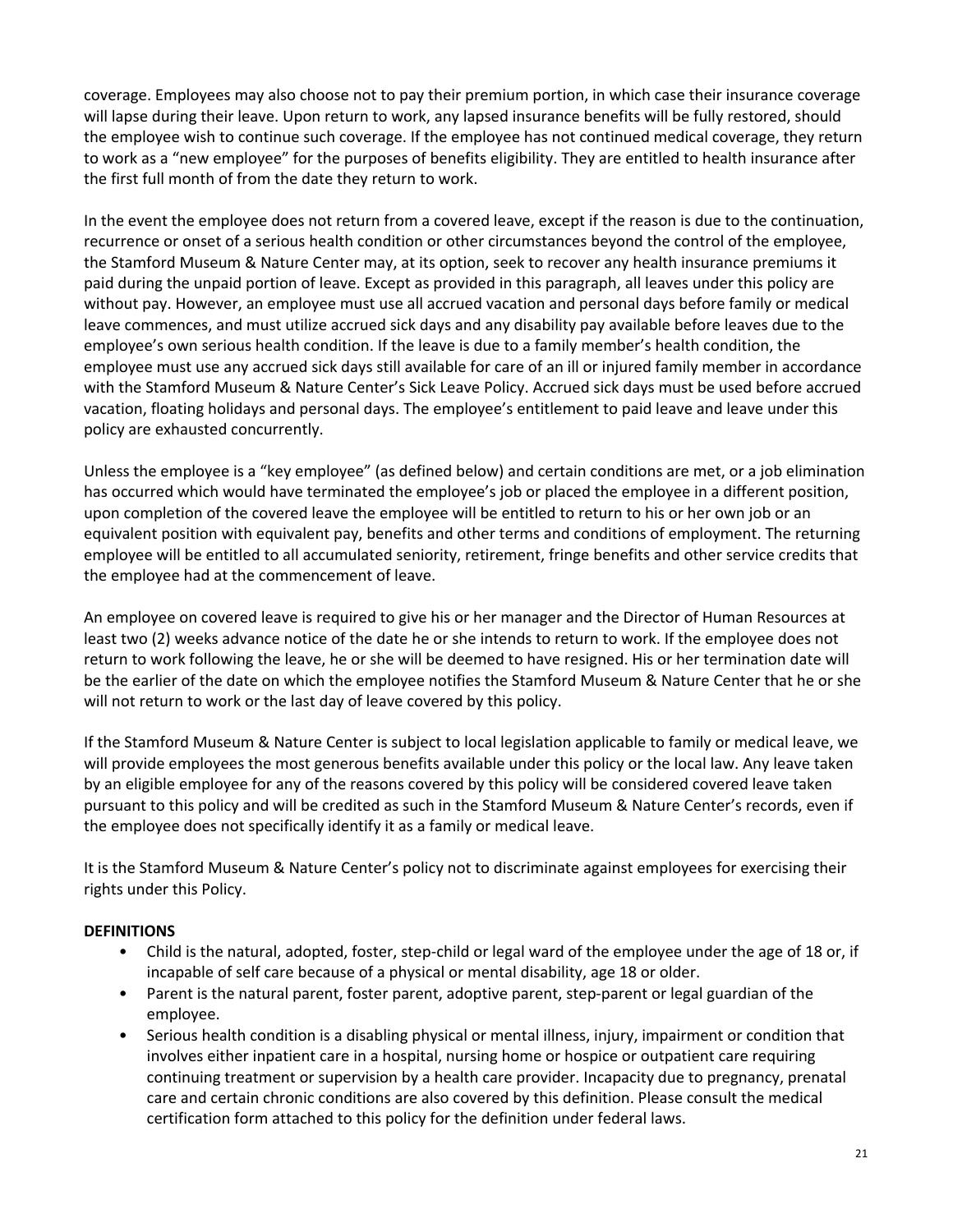coverage. Employees may also choose not to pay their premium portion, in which case their insurance coverage will lapse during their leave. Upon return to work, any lapsed insurance benefits will be fully restored, should the employee wish to continue such coverage. If the employee has not continued medical coverage, they return to work as a "new employee" for the purposes of benefits eligibility. They are entitled to health insurance after the first full month of from the date they return to work.

In the event the employee does not return from a covered leave, except if the reason is due to the continuation, recurrence or onset of a serious health condition or other circumstances beyond the control of the employee, the Stamford Museum & Nature Center may, at its option, seek to recover any health insurance premiums it paid during the unpaid portion of leave. Except as provided in this paragraph, all leaves under this policy are without pay. However, an employee must use all accrued vacation and personal days before family or medical leave commences, and must utilize accrued sick days and any disability pay available before leaves due to the employee's own serious health condition. If the leave is due to a family member's health condition, the employee must use any accrued sick days still available for care of an ill or injured family member in accordance with the Stamford Museum & Nature Center's Sick Leave Policy. Accrued sick days must be used before accrued vacation, floating holidays and personal days. The employee's entitlement to paid leave and leave under this policy are exhausted concurrently.

Unless the employee is a "key employee" (as defined below) and certain conditions are met, or a job elimination has occurred which would have terminated the employee's job or placed the employee in a different position, upon completion of the covered leave the employee will be entitled to return to his or her own job or an equivalent position with equivalent pay, benefits and other terms and conditions of employment. The returning employee will be entitled to all accumulated seniority, retirement, fringe benefits and other service credits that the employee had at the commencement of leave.

An employee on covered leave is required to give his or her manager and the Director of Human Resources at least two (2) weeks advance notice of the date he or she intends to return to work. If the employee does not return to work following the leave, he or she will be deemed to have resigned. His or her termination date will be the earlier of the date on which the employee notifies the Stamford Museum & Nature Center that he or she will not return to work or the last day of leave covered by this policy.

If the Stamford Museum & Nature Center is subject to local legislation applicable to family or medical leave, we will provide employees the most generous benefits available under this policy or the local law. Any leave taken by an eligible employee for any of the reasons covered by this policy will be considered covered leave taken pursuant to this policy and will be credited as such in the Stamford Museum & Nature Center's records, even if the employee does not specifically identify it as a family or medical leave.

It is the Stamford Museum & Nature Center's policy not to discriminate against employees for exercising their rights under this Policy.

**DEFINITIONS**

- Child is the natural, adopted, foster, step-child or legal ward of the employee under the age of 18 or, if incapable of self care because of a physical or mental disability, age 18 or older.
- Parent is the natural parent, foster parent, adoptive parent, step-parent or legal guardian of the employee.
- Serious health condition is a disabling physical or mental illness, injury, impairment or condition that involves either inpatient care in a hospital, nursing home or hospice or outpatient care requiring continuing treatment or supervision by a health care provider. Incapacity due to pregnancy, prenatal care and certain chronic conditions are also covered by this definition. Please consult the medical certification form attached to this policy for the definition under federal laws.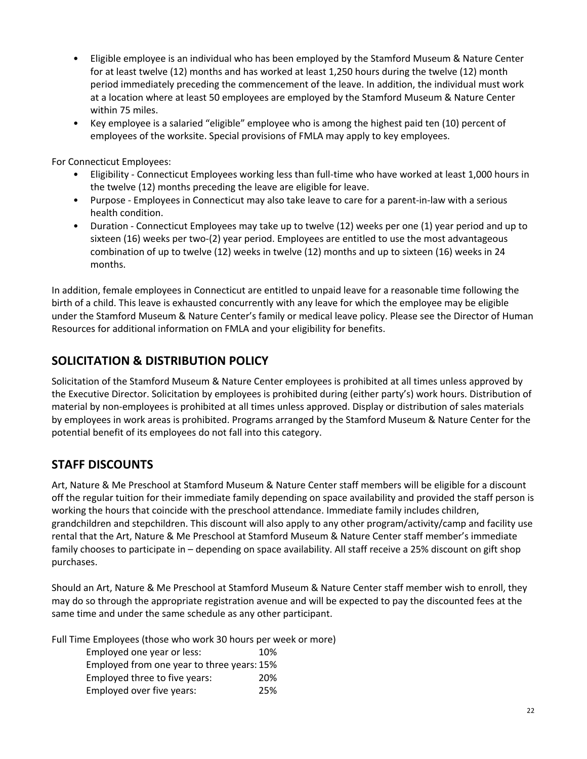- Eligible employee is an individual who has been employed by the Stamford Museum & Nature Center for at least twelve (12) months and has worked at least 1,250 hours during the twelve (12) month period immediately preceding the commencement of the leave. In addition, the individual must work at a location where at least 50 employees are employed by the Stamford Museum & Nature Center within 75 miles.
- Key employee is a salaried "eligible" employee who is among the highest paid ten (10) percent of employees of the worksite. Special provisions of FMLA may apply to key employees.

For Connecticut Employees:

- Eligibility - Connecticut Employees working less than full-time who have worked at least 1,000 hours in the twelve (12) months preceding the leave are eligible for leave.
- Purpose - Employees in Connecticut may also take leave to care for a parent-in-law with a serious health condition.
- Duration - Connecticut Employees may take up to twelve (12) weeks per one (1) year period and up to sixteen (16) weeks per two-(2) year period. Employees are entitled to use the most advantageous combination of up to twelve (12) weeks in twelve (12) months and up to sixteen (16) weeks in 24 months.

In addition, female employees in Connecticut are entitled to unpaid leave for a reasonable time following the birth of a child. This leave is exhausted concurrently with any leave for which the employee may be eligible under the Stamford Museum & Nature Center's family or medical leave policy. Please see the Director of Human Resources for additional information on FMLA and your eligibility for benefits.

## SOLICITATION & DISTRIBUTION POLICY

Solicitation of the Stamford Museum & Nature Center employees is prohibited at all times unless approved by the Executive Director. Solicitation by employees is prohibited during (either party's) work hours. Distribution of material by non-employees is prohibited at all times unless approved. Display or distribution of sales materials by employees in work areas is prohibited. Programs arranged by the Stamford Museum & Nature Center for the potential benefit of its employees do not fall into this category.

## STAFF DISCOUNTS

Art, Nature & Me Preschool at Stamford Museum & Nature Center staff members will be eligible for a discount off the regular tuition for their immediate family depending on space availability and provided the staff person is working the hours that coincide with the preschool attendance. Immediate family includes children, grandchildren and stepchildren. This discount will also apply to any other program/activity/camp and facility use rental that the Art, Nature & Me Preschool at Stamford Museum & Nature Center staff member's immediate family chooses to participate in – depending on space availability. All staff receive a 25% discount on gift shop purchases.

Should an Art, Nature & Me Preschool at Stamford Museum & Nature Center staff member wish to enroll, they may do so through the appropriate registration avenue and will be expected to pay the discounted fees at the same time and under the same schedule as any other participant.

Full Time Employees (those who work 30 hours per week or more)

| | |
|---|---|
| Employed one year or less: | 10% |
| Employed from one year to three years: | 15% |
| Employed three to five years: | 20% |
| Employed over five years: | 25% |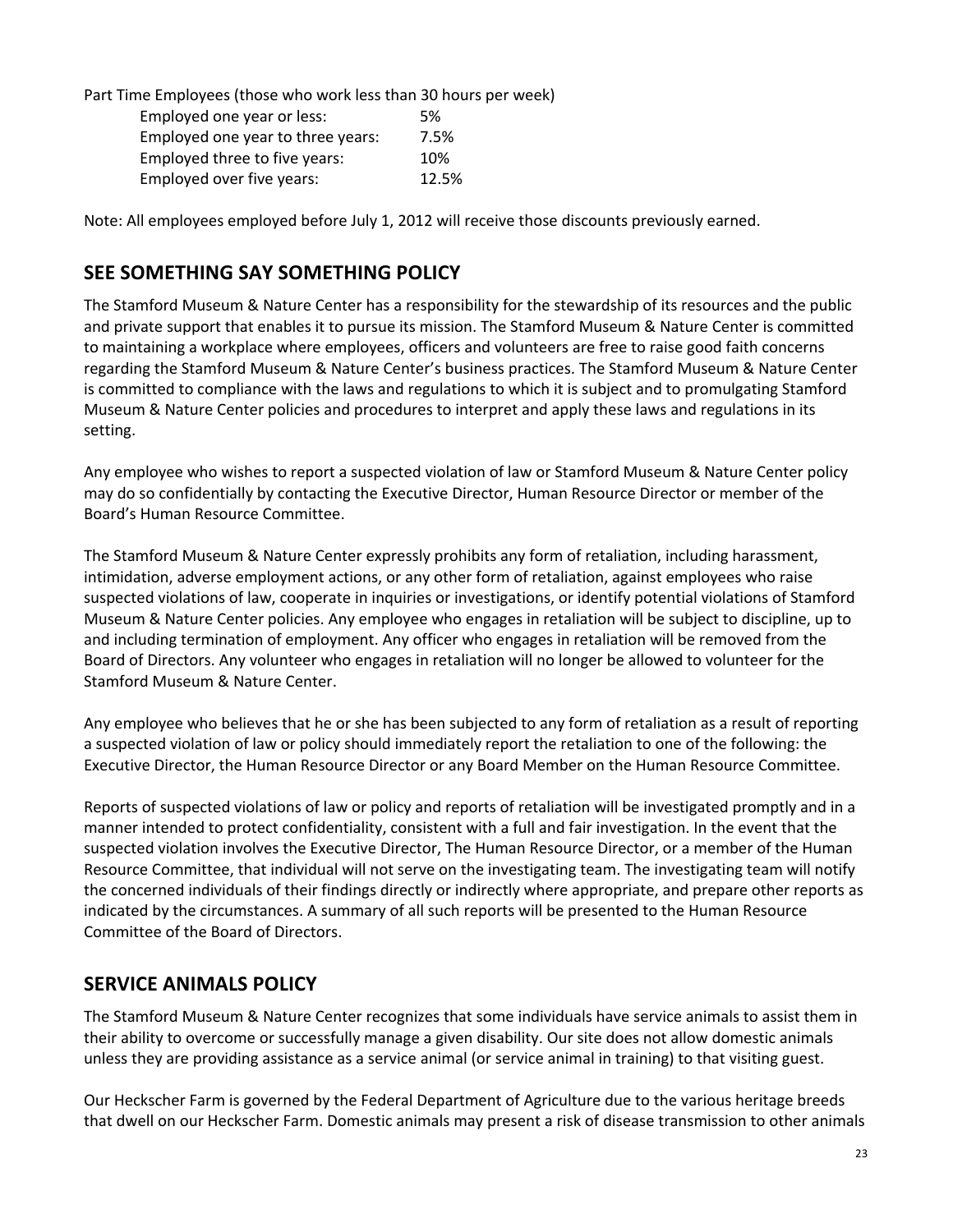Part Time Employees (those who work less than 30 hours per week)

| | |
|---|---|
| Employed one year or less: | 5% |
| Employed one year to three years: | 7.5% |
| Employed three to five years: | 10% |
| Employed over five years: | 12.5% |

Note: All employees employed before July 1, 2012 will receive those discounts previously earned.

## SEE SOMETHING SAY SOMETHING POLICY

The Stamford Museum & Nature Center has a responsibility for the stewardship of its resources and the public and private support that enables it to pursue its mission. The Stamford Museum & Nature Center is committed to maintaining a workplace where employees, officers and volunteers are free to raise good faith concerns regarding the Stamford Museum & Nature Center's business practices. The Stamford Museum & Nature Center is committed to compliance with the laws and regulations to which it is subject and to promulgating Stamford Museum & Nature Center policies and procedures to interpret and apply these laws and regulations in its setting.

Any employee who wishes to report a suspected violation of law or Stamford Museum & Nature Center policy may do so confidentially by contacting the Executive Director, Human Resource Director or member of the Board's Human Resource Committee.

The Stamford Museum & Nature Center expressly prohibits any form of retaliation, including harassment, intimidation, adverse employment actions, or any other form of retaliation, against employees who raise suspected violations of law, cooperate in inquiries or investigations, or identify potential violations of Stamford Museum & Nature Center policies. Any employee who engages in retaliation will be subject to discipline, up to and including termination of employment. Any officer who engages in retaliation will be removed from the Board of Directors. Any volunteer who engages in retaliation will no longer be allowed to volunteer for the Stamford Museum & Nature Center.

Any employee who believes that he or she has been subjected to any form of retaliation as a result of reporting a suspected violation of law or policy should immediately report the retaliation to one of the following: the Executive Director, the Human Resource Director or any Board Member on the Human Resource Committee.

Reports of suspected violations of law or policy and reports of retaliation will be investigated promptly and in a manner intended to protect confidentiality, consistent with a full and fair investigation. In the event that the suspected violation involves the Executive Director, The Human Resource Director, or a member of the Human Resource Committee, that individual will not serve on the investigating team. The investigating team will notify the concerned individuals of their findings directly or indirectly where appropriate, and prepare other reports as indicated by the circumstances. A summary of all such reports will be presented to the Human Resource Committee of the Board of Directors.

## SERVICE ANIMALS POLICY

The Stamford Museum & Nature Center recognizes that some individuals have service animals to assist them in their ability to overcome or successfully manage a given disability. Our site does not allow domestic animals unless they are providing assistance as a service animal (or service animal in training) to that visiting guest.

Our Heckscher Farm is governed by the Federal Department of Agriculture due to the various heritage breeds that dwell on our Heckscher Farm. Domestic animals may present a risk of disease transmission to other animals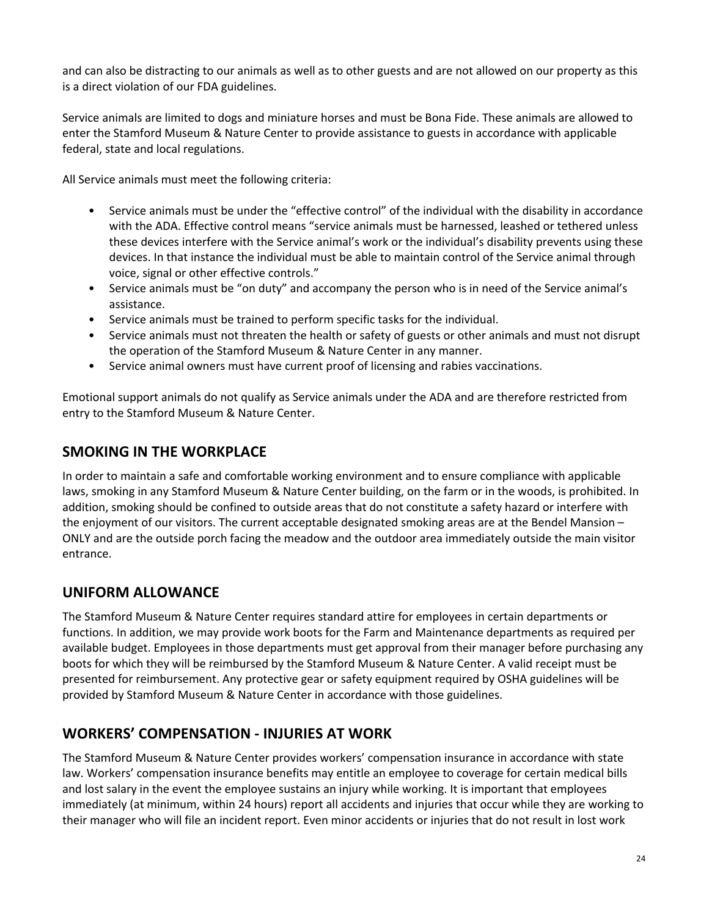and can also be distracting to our animals as well as to other guests and are not allowed on our property as this is a direct violation of our FDA guidelines.

Service animals are limited to dogs and miniature horses and must be Bona Fide. These animals are allowed to enter the Stamford Museum & Nature Center to provide assistance to guests in accordance with applicable federal, state and local regulations.

All Service animals must meet the following criteria:

- Service animals must be under the "effective control" of the individual with the disability in accordance with the ADA. Effective control means "service animals must be harnessed, leashed or tethered unless these devices interfere with the Service animal's work or the individual's disability prevents using these devices. In that instance the individual must be able to maintain control of the Service animal through voice, signal or other effective controls."
- Service animals must be "on duty" and accompany the person who is in need of the Service animal's assistance.
- Service animals must be trained to perform specific tasks for the individual.
- Service animals must not threaten the health or safety of guests or other animals and must not disrupt the operation of the Stamford Museum & Nature Center in any manner.
- Service animal owners must have current proof of licensing and rabies vaccinations.

Emotional support animals do not qualify as Service animals under the ADA and are therefore restricted from entry to the Stamford Museum & Nature Center.

## SMOKING IN THE WORKPLACE

In order to maintain a safe and comfortable working environment and to ensure compliance with applicable laws, smoking in any Stamford Museum & Nature Center building, on the farm or in the woods, is prohibited. In addition, smoking should be confined to outside areas that do not constitute a safety hazard or interfere with the enjoyment of our visitors. The current acceptable designated smoking areas are at the Bendel Mansion – ONLY and are the outside porch facing the meadow and the outdoor area immediately outside the main visitor entrance.

## UNIFORM ALLOWANCE

The Stamford Museum & Nature Center requires standard attire for employees in certain departments or functions. In addition, we may provide work boots for the Farm and Maintenance departments as required per available budget. Employees in those departments must get approval from their manager before purchasing any boots for which they will be reimbursed by the Stamford Museum & Nature Center. A valid receipt must be presented for reimbursement. Any protective gear or safety equipment required by OSHA guidelines will be provided by Stamford Museum & Nature Center in accordance with those guidelines.

## WORKERS' COMPENSATION - INJURIES AT WORK

The Stamford Museum & Nature Center provides workers' compensation insurance in accordance with state law. Workers' compensation insurance benefits may entitle an employee to coverage for certain medical bills and lost salary in the event the employee sustains an injury while working. It is important that employees immediately (at minimum, within 24 hours) report all accidents and injuries that occur while they are working to their manager who will file an incident report. Even minor accidents or injuries that do not result in lost work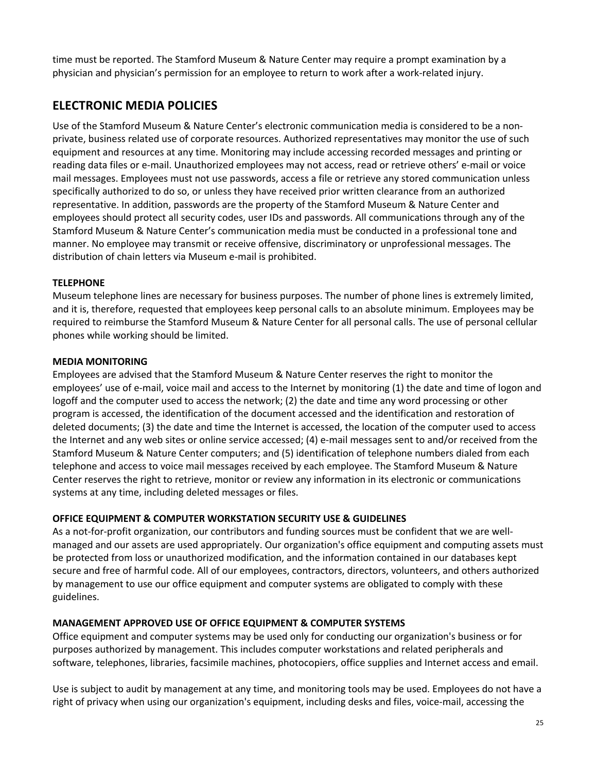time must be reported. The Stamford Museum & Nature Center may require a prompt examination by a physician and physician's permission for an employee to return to work after a work-related injury.

## ELECTRONIC MEDIA POLICIES

Use of the Stamford Museum & Nature Center's electronic communication media is considered to be a non-private, business related use of corporate resources. Authorized representatives may monitor the use of such equipment and resources at any time. Monitoring may include accessing recorded messages and printing or reading data files or e-mail. Unauthorized employees may not access, read or retrieve others' e-mail or voice mail messages. Employees must not use passwords, access a file or retrieve any stored communication unless specifically authorized to do so, or unless they have received prior written clearance from an authorized representative. In addition, passwords are the property of the Stamford Museum & Nature Center and employees should protect all security codes, user IDs and passwords. All communications through any of the Stamford Museum & Nature Center's communication media must be conducted in a professional tone and manner. No employee may transmit or receive offensive, discriminatory or unprofessional messages. The distribution of chain letters via Museum e-mail is prohibited.

**TELEPHONE**
Museum telephone lines are necessary for business purposes. The number of phone lines is extremely limited, and it is, therefore, requested that employees keep personal calls to an absolute minimum. Employees may be required to reimburse the Stamford Museum & Nature Center for all personal calls. The use of personal cellular phones while working should be limited.

**MEDIA MONITORING**
Employees are advised that the Stamford Museum & Nature Center reserves the right to monitor the employees' use of e-mail, voice mail and access to the Internet by monitoring (1) the date and time of logon and logoff and the computer used to access the network; (2) the date and time any word processing or other program is accessed, the identification of the document accessed and the identification and restoration of deleted documents; (3) the date and time the Internet is accessed, the location of the computer used to access the Internet and any web sites or online service accessed; (4) e-mail messages sent to and/or received from the Stamford Museum & Nature Center computers; and (5) identification of telephone numbers dialed from each telephone and access to voice mail messages received by each employee. The Stamford Museum & Nature Center reserves the right to retrieve, monitor or review any information in its electronic or communications systems at any time, including deleted messages or files.

**OFFICE EQUIPMENT & COMPUTER WORKSTATION SECURITY USE & GUIDELINES**
As a not-for-profit organization, our contributors and funding sources must be confident that we are well-managed and our assets are used appropriately. Our organization's office equipment and computing assets must be protected from loss or unauthorized modification, and the information contained in our databases kept secure and free of harmful code. All of our employees, contractors, directors, volunteers, and others authorized by management to use our office equipment and computer systems are obligated to comply with these guidelines.

**MANAGEMENT APPROVED USE OF OFFICE EQUIPMENT & COMPUTER SYSTEMS**
Office equipment and computer systems may be used only for conducting our organization's business or for purposes authorized by management. This includes computer workstations and related peripherals and software, telephones, libraries, facsimile machines, photocopiers, office supplies and Internet access and email.

Use is subject to audit by management at any time, and monitoring tools may be used. Employees do not have a right of privacy when using our organization's equipment, including desks and files, voice-mail, accessing the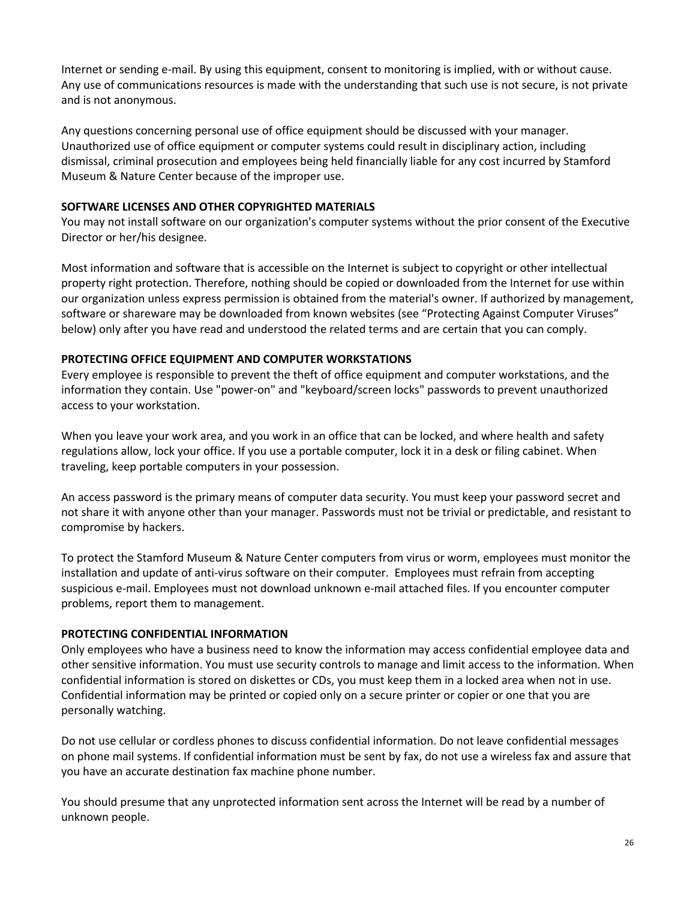Internet or sending e-mail. By using this equipment, consent to monitoring is implied, with or without cause. Any use of communications resources is made with the understanding that such use is not secure, is not private and is not anonymous.

Any questions concerning personal use of office equipment should be discussed with your manager. Unauthorized use of office equipment or computer systems could result in disciplinary action, including dismissal, criminal prosecution and employees being held financially liable for any cost incurred by Stamford Museum & Nature Center because of the improper use.

**SOFTWARE LICENSES AND OTHER COPYRIGHTED MATERIALS**

You may not install software on our organization's computer systems without the prior consent of the Executive Director or her/his designee.

Most information and software that is accessible on the Internet is subject to copyright or other intellectual property right protection. Therefore, nothing should be copied or downloaded from the Internet for use within our organization unless express permission is obtained from the material's owner. If authorized by management, software or shareware may be downloaded from known websites (see "Protecting Against Computer Viruses" below) only after you have read and understood the related terms and are certain that you can comply.

**PROTECTING OFFICE EQUIPMENT AND COMPUTER WORKSTATIONS**

Every employee is responsible to prevent the theft of office equipment and computer workstations, and the information they contain. Use "power-on" and "keyboard/screen locks" passwords to prevent unauthorized access to your workstation.

When you leave your work area, and you work in an office that can be locked, and where health and safety regulations allow, lock your office. If you use a portable computer, lock it in a desk or filing cabinet. When traveling, keep portable computers in your possession.

An access password is the primary means of computer data security. You must keep your password secret and not share it with anyone other than your manager. Passwords must not be trivial or predictable, and resistant to compromise by hackers.

To protect the Stamford Museum & Nature Center computers from virus or worm, employees must monitor the installation and update of anti-virus software on their computer. Employees must refrain from accepting suspicious e-mail. Employees must not download unknown e-mail attached files. If you encounter computer problems, report them to management.

**PROTECTING CONFIDENTIAL INFORMATION**

Only employees who have a business need to know the information may access confidential employee data and other sensitive information. You must use security controls to manage and limit access to the information. When confidential information is stored on diskettes or CDs, you must keep them in a locked area when not in use. Confidential information may be printed or copied only on a secure printer or copier or one that you are personally watching.

Do not use cellular or cordless phones to discuss confidential information. Do not leave confidential messages on phone mail systems. If confidential information must be sent by fax, do not use a wireless fax and assure that you have an accurate destination fax machine phone number.

You should presume that any unprotected information sent across the Internet will be read by a number of unknown people.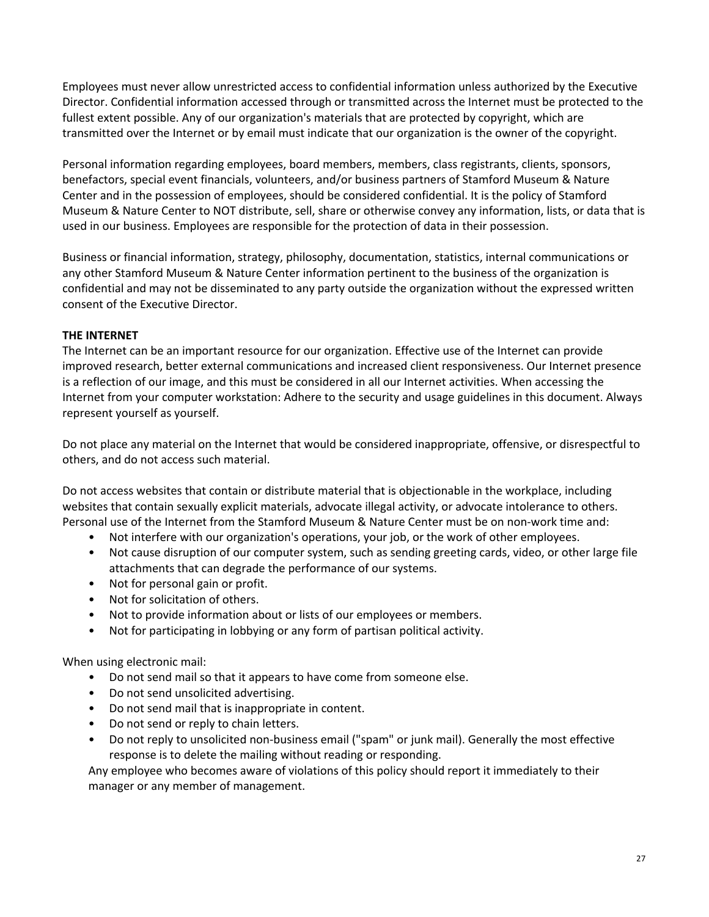Employees must never allow unrestricted access to confidential information unless authorized by the Executive Director. Confidential information accessed through or transmitted across the Internet must be protected to the fullest extent possible. Any of our organization's materials that are protected by copyright, which are transmitted over the Internet or by email must indicate that our organization is the owner of the copyright.

Personal information regarding employees, board members, members, class registrants, clients, sponsors, benefactors, special event financials, volunteers, and/or business partners of Stamford Museum & Nature Center and in the possession of employees, should be considered confidential. It is the policy of Stamford Museum & Nature Center to NOT distribute, sell, share or otherwise convey any information, lists, or data that is used in our business. Employees are responsible for the protection of data in their possession.

Business or financial information, strategy, philosophy, documentation, statistics, internal communications or any other Stamford Museum & Nature Center information pertinent to the business of the organization is confidential and may not be disseminated to any party outside the organization without the expressed written consent of the Executive Director.

**THE INTERNET**

The Internet can be an important resource for our organization. Effective use of the Internet can provide improved research, better external communications and increased client responsiveness. Our Internet presence is a reflection of our image, and this must be considered in all our Internet activities. When accessing the Internet from your computer workstation: Adhere to the security and usage guidelines in this document. Always represent yourself as yourself.

Do not place any material on the Internet that would be considered inappropriate, offensive, or disrespectful to others, and do not access such material.

Do not access websites that contain or distribute material that is objectionable in the workplace, including websites that contain sexually explicit materials, advocate illegal activity, or advocate intolerance to others. Personal use of the Internet from the Stamford Museum & Nature Center must be on non-work time and:

- Not interfere with our organization's operations, your job, or the work of other employees.
- Not cause disruption of our computer system, such as sending greeting cards, video, or other large file attachments that can degrade the performance of our systems.
- Not for personal gain or profit.
- Not for solicitation of others.
- Not to provide information about or lists of our employees or members.
- Not for participating in lobbying or any form of partisan political activity.

When using electronic mail:

- Do not send mail so that it appears to have come from someone else.
- Do not send unsolicited advertising.
- Do not send mail that is inappropriate in content.
- Do not send or reply to chain letters.
- Do not reply to unsolicited non-business email ("spam" or junk mail). Generally the most effective response is to delete the mailing without reading or responding.

Any employee who becomes aware of violations of this policy should report it immediately to their manager or any member of management.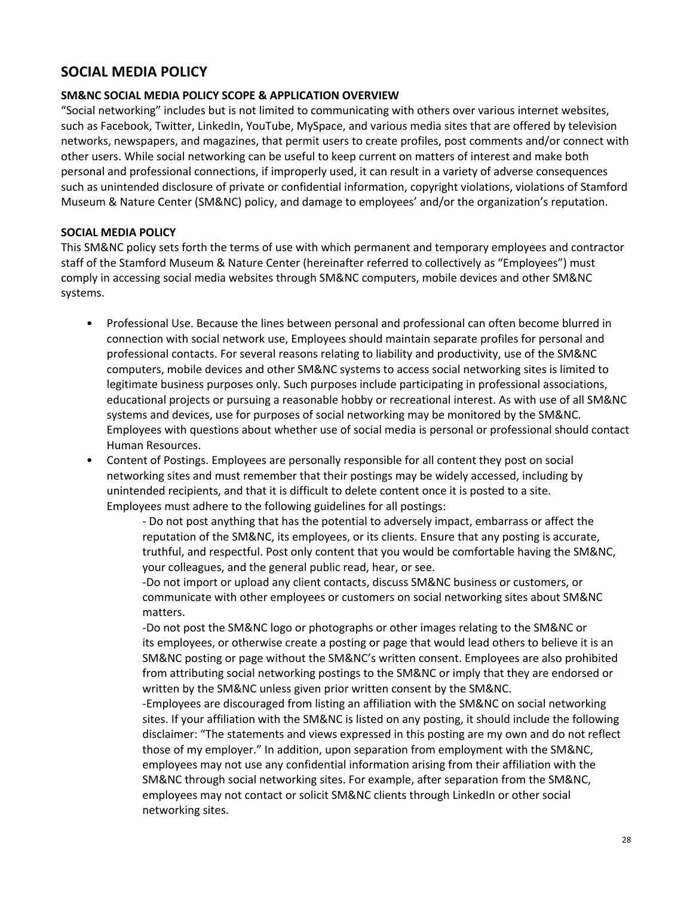## SOCIAL MEDIA POLICY

**SM&NC SOCIAL MEDIA POLICY SCOPE & APPLICATION OVERVIEW**

"Social networking" includes but is not limited to communicating with others over various internet websites, such as Facebook, Twitter, LinkedIn, YouTube, MySpace, and various media sites that are offered by television networks, newspapers, and magazines, that permit users to create profiles, post comments and/or connect with other users. While social networking can be useful to keep current on matters of interest and make both personal and professional connections, if improperly used, it can result in a variety of adverse consequences such as unintended disclosure of private or confidential information, copyright violations, violations of Stamford Museum & Nature Center (SM&NC) policy, and damage to employees' and/or the organization's reputation.

**SOCIAL MEDIA POLICY**

This SM&NC policy sets forth the terms of use with which permanent and temporary employees and contractor staff of the Stamford Museum & Nature Center (hereinafter referred to collectively as "Employees") must comply in accessing social media websites through SM&NC computers, mobile devices and other SM&NC systems.

- Professional Use. Because the lines between personal and professional can often become blurred in connection with social network use, Employees should maintain separate profiles for personal and professional contacts. For several reasons relating to liability and productivity, use of the SM&NC computers, mobile devices and other SM&NC systems to access social networking sites is limited to legitimate business purposes only. Such purposes include participating in professional associations, educational projects or pursuing a reasonable hobby or recreational interest. As with use of all SM&NC systems and devices, use for purposes of social networking may be monitored by the SM&NC. Employees with questions about whether use of social media is personal or professional should contact Human Resources.
- Content of Postings. Employees are personally responsible for all content they post on social networking sites and must remember that their postings may be widely accessed, including by unintended recipients, and that it is difficult to delete content once it is posted to a site. Employees must adhere to the following guidelines for all postings:
    - Do not post anything that has the potential to adversely impact, embarrass or affect the reputation of the SM&NC, its employees, or its clients. Ensure that any posting is accurate, truthful, and respectful. Post only content that you would be comfortable having the SM&NC, your colleagues, and the general public read, hear, or see.
    - Do not import or upload any client contacts, discuss SM&NC business or customers, or communicate with other employees or customers on social networking sites about SM&NC matters.
    - Do not post the SM&NC logo or photographs or other images relating to the SM&NC or its employees, or otherwise create a posting or page that would lead others to believe it is an SM&NC posting or page without the SM&NC's written consent. Employees are also prohibited from attributing social networking postings to the SM&NC or imply that they are endorsed or written by the SM&NC unless given prior written consent by the SM&NC.
    - Employees are discouraged from listing an affiliation with the SM&NC on social networking sites. If your affiliation with the SM&NC is listed on any posting, it should include the following disclaimer: "The statements and views expressed in this posting are my own and do not reflect those of my employer." In addition, upon separation from employment with the SM&NC, employees may not use any confidential information arising from their affiliation with the SM&NC through social networking sites. For example, after separation from the SM&NC, employees may not contact or solicit SM&NC clients through LinkedIn or other social networking sites.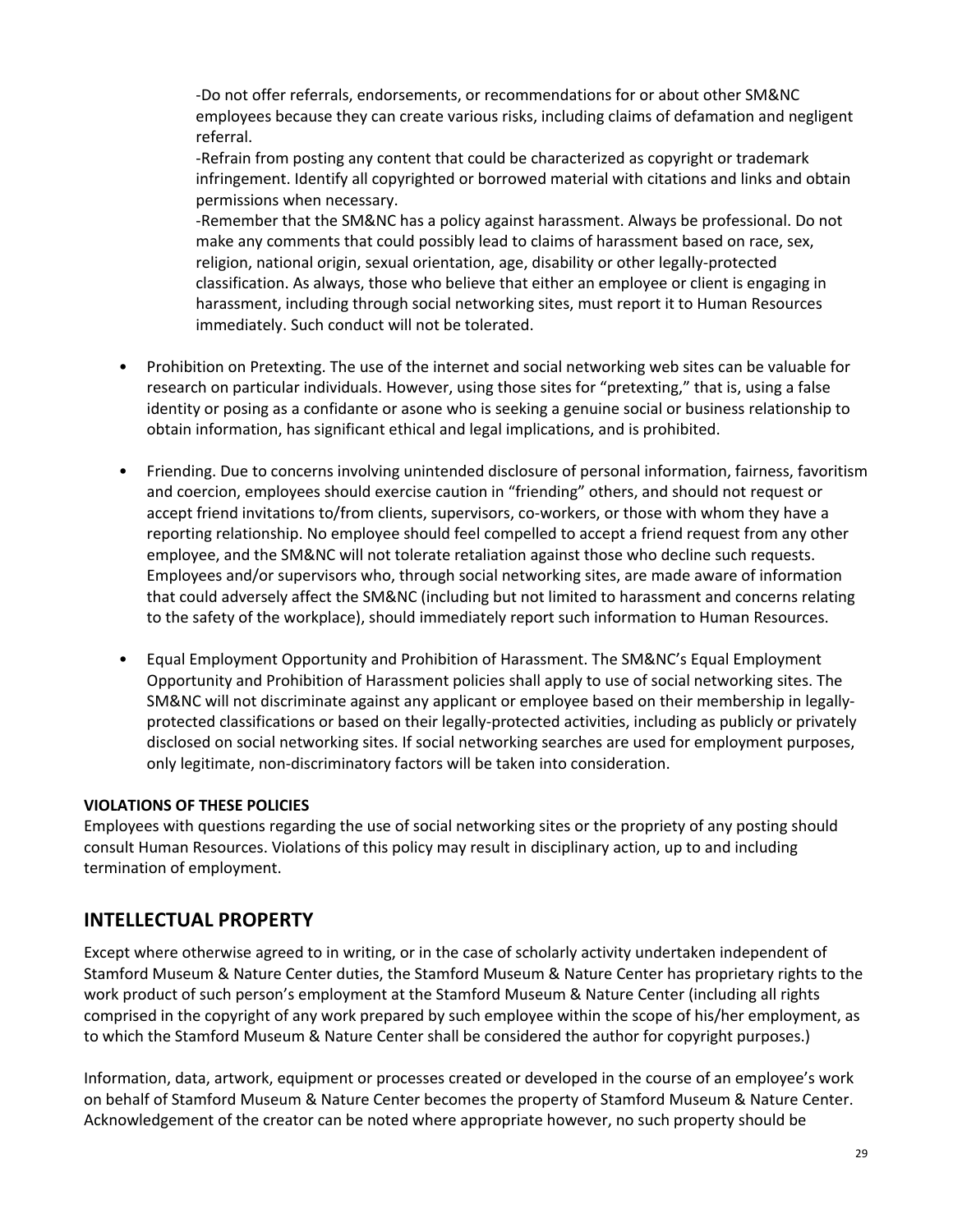-Do not offer referrals, endorsements, or recommendations for or about other SM&NC employees because they can create various risks, including claims of defamation and negligent referral.

-Refrain from posting any content that could be characterized as copyright or trademark infringement. Identify all copyrighted or borrowed material with citations and links and obtain permissions when necessary.

-Remember that the SM&NC has a policy against harassment. Always be professional. Do not make any comments that could possibly lead to claims of harassment based on race, sex, religion, national origin, sexual orientation, age, disability or other legally-protected classification. As always, those who believe that either an employee or client is engaging in harassment, including through social networking sites, must report it to Human Resources immediately. Such conduct will not be tolerated.

- Prohibition on Pretexting. The use of the internet and social networking web sites can be valuable for research on particular individuals. However, using those sites for "pretexting," that is, using a false identity or posing as a confidante or asone who is seeking a genuine social or business relationship to obtain information, has significant ethical and legal implications, and is prohibited.

- Friending. Due to concerns involving unintended disclosure of personal information, fairness, favoritism and coercion, employees should exercise caution in "friending" others, and should not request or accept friend invitations to/from clients, supervisors, co-workers, or those with whom they have a reporting relationship. No employee should feel compelled to accept a friend request from any other employee, and the SM&NC will not tolerate retaliation against those who decline such requests. Employees and/or supervisors who, through social networking sites, are made aware of information that could adversely affect the SM&NC (including but not limited to harassment and concerns relating to the safety of the workplace), should immediately report such information to Human Resources.

- Equal Employment Opportunity and Prohibition of Harassment. The SM&NC's Equal Employment Opportunity and Prohibition of Harassment policies shall apply to use of social networking sites. The SM&NC will not discriminate against any applicant or employee based on their membership in legally-protected classifications or based on their legally-protected activities, including as publicly or privately disclosed on social networking sites. If social networking searches are used for employment purposes, only legitimate, non-discriminatory factors will be taken into consideration.

**VIOLATIONS OF THESE POLICIES**

Employees with questions regarding the use of social networking sites or the propriety of any posting should consult Human Resources. Violations of this policy may result in disciplinary action, up to and including termination of employment.

## INTELLECTUAL PROPERTY

Except where otherwise agreed to in writing, or in the case of scholarly activity undertaken independent of Stamford Museum & Nature Center duties, the Stamford Museum & Nature Center has proprietary rights to the work product of such person's employment at the Stamford Museum & Nature Center (including all rights comprised in the copyright of any work prepared by such employee within the scope of his/her employment, as to which the Stamford Museum & Nature Center shall be considered the author for copyright purposes.)

Information, data, artwork, equipment or processes created or developed in the course of an employee's work on behalf of Stamford Museum & Nature Center becomes the property of Stamford Museum & Nature Center. Acknowledgement of the creator can be noted where appropriate however, no such property should be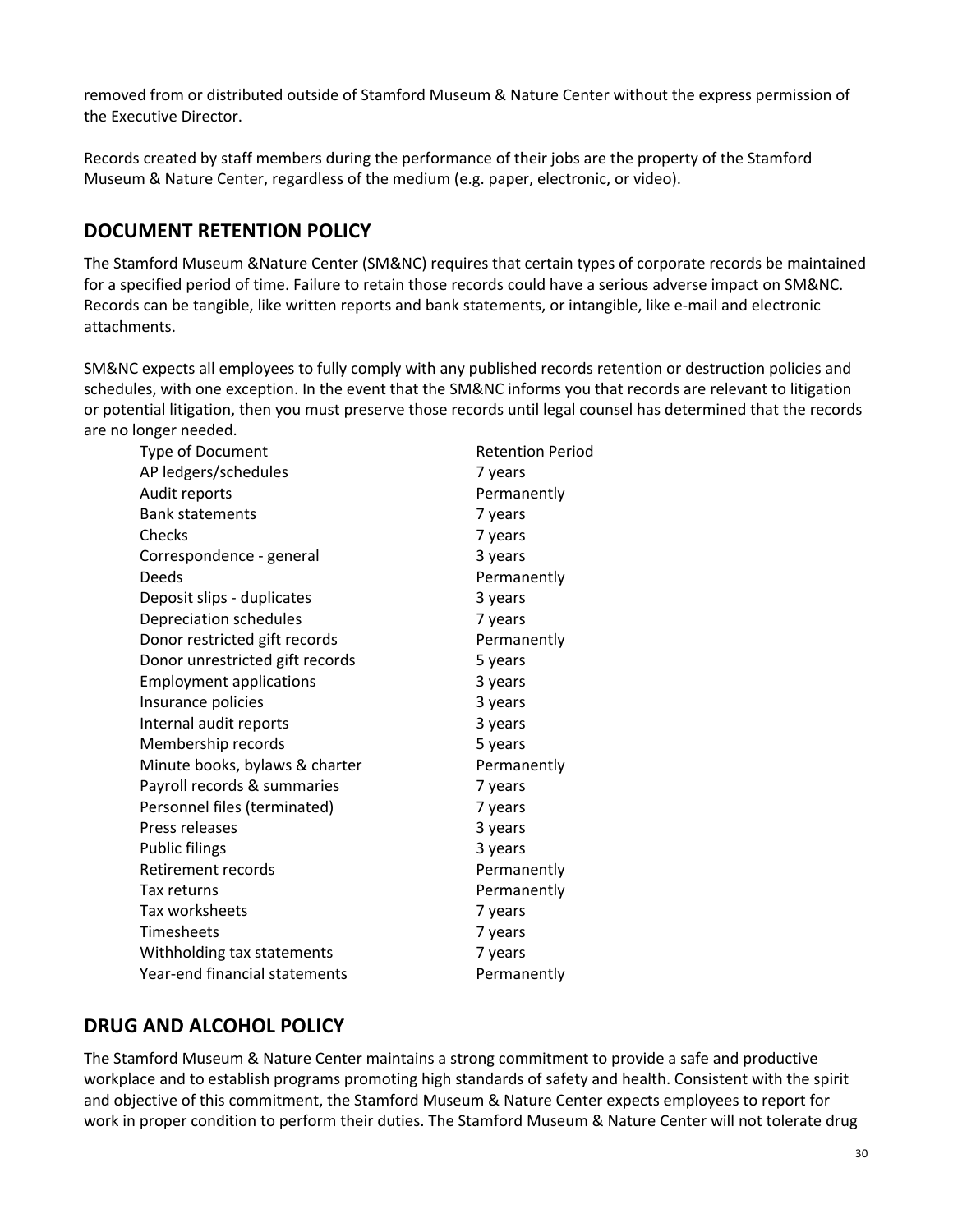removed from or distributed outside of Stamford Museum & Nature Center without the express permission of the Executive Director.

Records created by staff members during the performance of their jobs are the property of the Stamford Museum & Nature Center, regardless of the medium (e.g. paper, electronic, or video).

## DOCUMENT RETENTION POLICY

The Stamford Museum &Nature Center (SM&NC) requires that certain types of corporate records be maintained for a specified period of time. Failure to retain those records could have a serious adverse impact on SM&NC. Records can be tangible, like written reports and bank statements, or intangible, like e-mail and electronic attachments.

SM&NC expects all employees to fully comply with any published records retention or destruction policies and schedules, with one exception. In the event that the SM&NC informs you that records are relevant to litigation or potential litigation, then you must preserve those records until legal counsel has determined that the records are no longer needed.

| Type of Document | Retention Period |
|---|---|
| AP ledgers/schedules | 7 years |
| Audit reports | Permanently |
| Bank statements | 7 years |
| Checks | 7 years |
| Correspondence - general | 3 years |
| Deeds | Permanently |
| Deposit slips - duplicates | 3 years |
| Depreciation schedules | 7 years |
| Donor restricted gift records | Permanently |
| Donor unrestricted gift records | 5 years |
| Employment applications | 3 years |
| Insurance policies | 3 years |
| Internal audit reports | 3 years |
| Membership records | 5 years |
| Minute books, bylaws & charter | Permanently |
| Payroll records & summaries | 7 years |
| Personnel files (terminated) | 7 years |
| Press releases | 3 years |
| Public filings | 3 years |
| Retirement records | Permanently |
| Tax returns | Permanently |
| Tax worksheets | 7 years |
| Timesheets | 7 years |
| Withholding tax statements | 7 years |
| Year-end financial statements | Permanently |

## DRUG AND ALCOHOL POLICY

The Stamford Museum & Nature Center maintains a strong commitment to provide a safe and productive workplace and to establish programs promoting high standards of safety and health. Consistent with the spirit and objective of this commitment, the Stamford Museum & Nature Center expects employees to report for work in proper condition to perform their duties. The Stamford Museum & Nature Center will not tolerate drug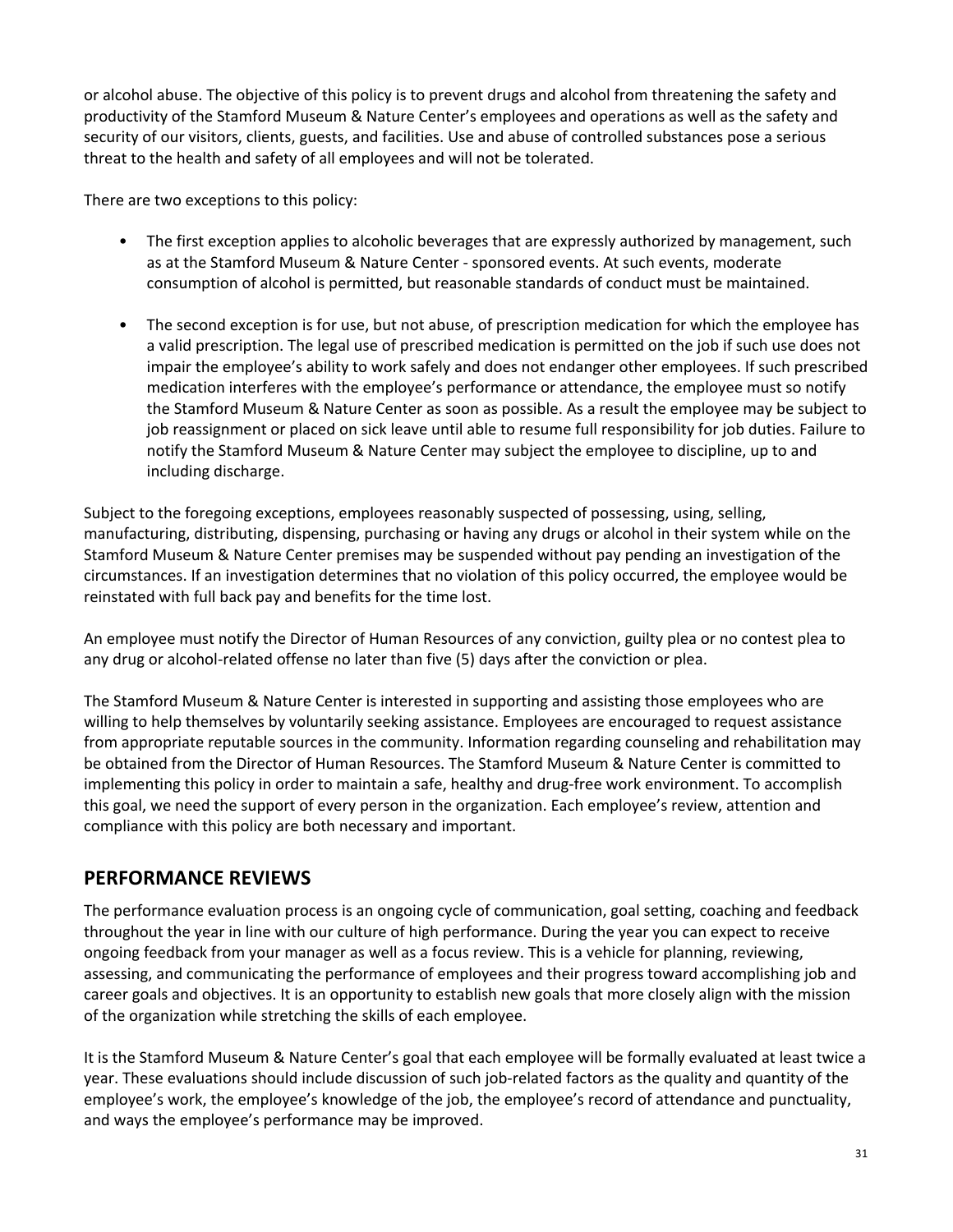or alcohol abuse. The objective of this policy is to prevent drugs and alcohol from threatening the safety and productivity of the Stamford Museum & Nature Center's employees and operations as well as the safety and security of our visitors, clients, guests, and facilities. Use and abuse of controlled substances pose a serious threat to the health and safety of all employees and will not be tolerated.

There are two exceptions to this policy:

- The first exception applies to alcoholic beverages that are expressly authorized by management, such as at the Stamford Museum & Nature Center - sponsored events. At such events, moderate consumption of alcohol is permitted, but reasonable standards of conduct must be maintained.

- The second exception is for use, but not abuse, of prescription medication for which the employee has a valid prescription. The legal use of prescribed medication is permitted on the job if such use does not impair the employee's ability to work safely and does not endanger other employees. If such prescribed medication interferes with the employee's performance or attendance, the employee must so notify the Stamford Museum & Nature Center as soon as possible. As a result the employee may be subject to job reassignment or placed on sick leave until able to resume full responsibility for job duties. Failure to notify the Stamford Museum & Nature Center may subject the employee to discipline, up to and including discharge.

Subject to the foregoing exceptions, employees reasonably suspected of possessing, using, selling, manufacturing, distributing, dispensing, purchasing or having any drugs or alcohol in their system while on the Stamford Museum & Nature Center premises may be suspended without pay pending an investigation of the circumstances. If an investigation determines that no violation of this policy occurred, the employee would be reinstated with full back pay and benefits for the time lost.

An employee must notify the Director of Human Resources of any conviction, guilty plea or no contest plea to any drug or alcohol-related offense no later than five (5) days after the conviction or plea.

The Stamford Museum & Nature Center is interested in supporting and assisting those employees who are willing to help themselves by voluntarily seeking assistance. Employees are encouraged to request assistance from appropriate reputable sources in the community. Information regarding counseling and rehabilitation may be obtained from the Director of Human Resources. The Stamford Museum & Nature Center is committed to implementing this policy in order to maintain a safe, healthy and drug-free work environment. To accomplish this goal, we need the support of every person in the organization. Each employee's review, attention and compliance with this policy are both necessary and important.

## PERFORMANCE REVIEWS

The performance evaluation process is an ongoing cycle of communication, goal setting, coaching and feedback throughout the year in line with our culture of high performance. During the year you can expect to receive ongoing feedback from your manager as well as a focus review. This is a vehicle for planning, reviewing, assessing, and communicating the performance of employees and their progress toward accomplishing job and career goals and objectives. It is an opportunity to establish new goals that more closely align with the mission of the organization while stretching the skills of each employee.

It is the Stamford Museum & Nature Center's goal that each employee will be formally evaluated at least twice a year. These evaluations should include discussion of such job-related factors as the quality and quantity of the employee's work, the employee's knowledge of the job, the employee's record of attendance and punctuality, and ways the employee's performance may be improved.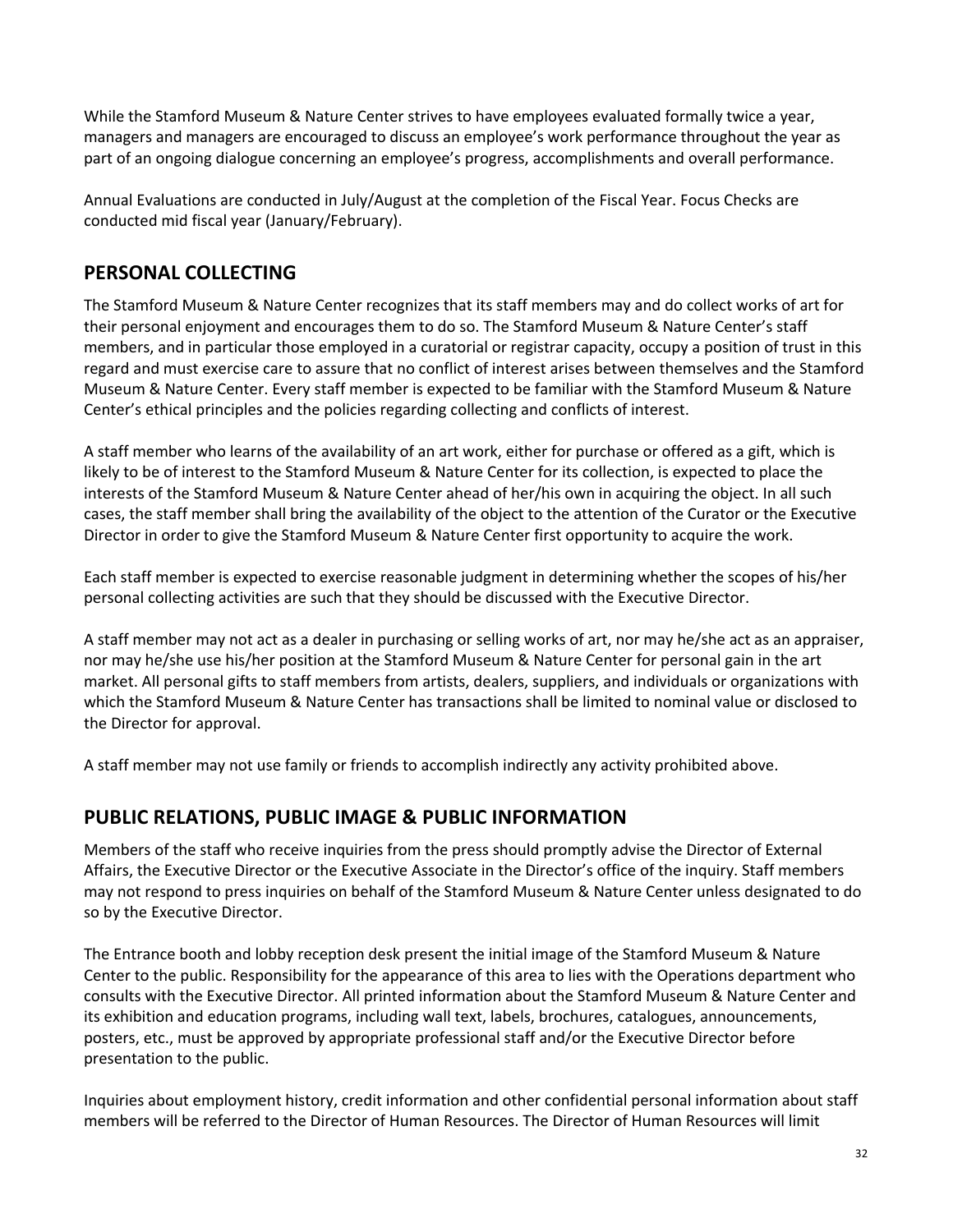While the Stamford Museum & Nature Center strives to have employees evaluated formally twice a year, managers and managers are encouraged to discuss an employee's work performance throughout the year as part of an ongoing dialogue concerning an employee's progress, accomplishments and overall performance.

Annual Evaluations are conducted in July/August at the completion of the Fiscal Year. Focus Checks are conducted mid fiscal year (January/February).

## PERSONAL COLLECTING

The Stamford Museum & Nature Center recognizes that its staff members may and do collect works of art for their personal enjoyment and encourages them to do so. The Stamford Museum & Nature Center's staff members, and in particular those employed in a curatorial or registrar capacity, occupy a position of trust in this regard and must exercise care to assure that no conflict of interest arises between themselves and the Stamford Museum & Nature Center. Every staff member is expected to be familiar with the Stamford Museum & Nature Center's ethical principles and the policies regarding collecting and conflicts of interest.

A staff member who learns of the availability of an art work, either for purchase or offered as a gift, which is likely to be of interest to the Stamford Museum & Nature Center for its collection, is expected to place the interests of the Stamford Museum & Nature Center ahead of her/his own in acquiring the object. In all such cases, the staff member shall bring the availability of the object to the attention of the Curator or the Executive Director in order to give the Stamford Museum & Nature Center first opportunity to acquire the work.

Each staff member is expected to exercise reasonable judgment in determining whether the scopes of his/her personal collecting activities are such that they should be discussed with the Executive Director.

A staff member may not act as a dealer in purchasing or selling works of art, nor may he/she act as an appraiser, nor may he/she use his/her position at the Stamford Museum & Nature Center for personal gain in the art market. All personal gifts to staff members from artists, dealers, suppliers, and individuals or organizations with which the Stamford Museum & Nature Center has transactions shall be limited to nominal value or disclosed to the Director for approval.

A staff member may not use family or friends to accomplish indirectly any activity prohibited above.

## PUBLIC RELATIONS, PUBLIC IMAGE & PUBLIC INFORMATION

Members of the staff who receive inquiries from the press should promptly advise the Director of External Affairs, the Executive Director or the Executive Associate in the Director's office of the inquiry. Staff members may not respond to press inquiries on behalf of the Stamford Museum & Nature Center unless designated to do so by the Executive Director.

The Entrance booth and lobby reception desk present the initial image of the Stamford Museum & Nature Center to the public. Responsibility for the appearance of this area to lies with the Operations department who consults with the Executive Director. All printed information about the Stamford Museum & Nature Center and its exhibition and education programs, including wall text, labels, brochures, catalogues, announcements, posters, etc., must be approved by appropriate professional staff and/or the Executive Director before presentation to the public.

Inquiries about employment history, credit information and other confidential personal information about staff members will be referred to the Director of Human Resources. The Director of Human Resources will limit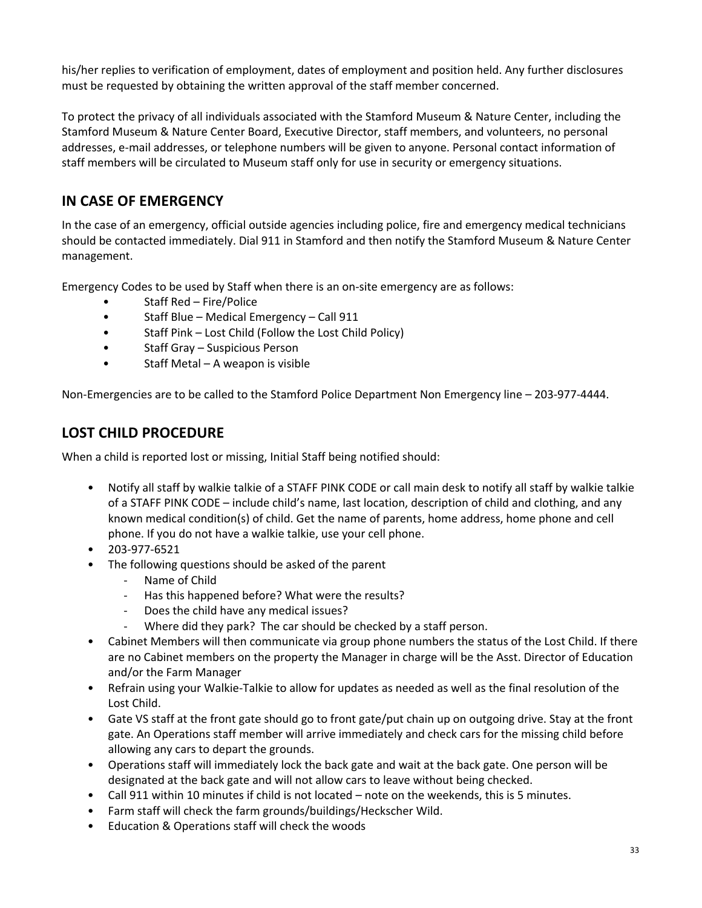his/her replies to verification of employment, dates of employment and position held. Any further disclosures must be requested by obtaining the written approval of the staff member concerned.

To protect the privacy of all individuals associated with the Stamford Museum & Nature Center, including the Stamford Museum & Nature Center Board, Executive Director, staff members, and volunteers, no personal addresses, e-mail addresses, or telephone numbers will be given to anyone. Personal contact information of staff members will be circulated to Museum staff only for use in security or emergency situations.

## IN CASE OF EMERGENCY

In the case of an emergency, official outside agencies including police, fire and emergency medical technicians should be contacted immediately. Dial 911 in Stamford and then notify the Stamford Museum & Nature Center management.

Emergency Codes to be used by Staff when there is an on-site emergency are as follows:

- Staff Red – Fire/Police
- Staff Blue – Medical Emergency – Call 911
- Staff Pink – Lost Child (Follow the Lost Child Policy)
- Staff Gray – Suspicious Person
- Staff Metal – A weapon is visible

Non-Emergencies are to be called to the Stamford Police Department Non Emergency line – 203-977-4444.

## LOST CHILD PROCEDURE

When a child is reported lost or missing, Initial Staff being notified should:

- Notify all staff by walkie talkie of a STAFF PINK CODE or call main desk to notify all staff by walkie talkie of a STAFF PINK CODE – include child's name, last location, description of child and clothing, and any known medical condition(s) of child. Get the name of parents, home address, home phone and cell phone. If you do not have a walkie talkie, use your cell phone.
- 203-977-6521
- The following questions should be asked of the parent
  - Name of Child
  - Has this happened before? What were the results?
  - Does the child have any medical issues?
  - Where did they park? The car should be checked by a staff person.
- Cabinet Members will then communicate via group phone numbers the status of the Lost Child. If there are no Cabinet members on the property the Manager in charge will be the Asst. Director of Education and/or the Farm Manager
- Refrain using your Walkie-Talkie to allow for updates as needed as well as the final resolution of the Lost Child.
- Gate VS staff at the front gate should go to front gate/put chain up on outgoing drive. Stay at the front gate. An Operations staff member will arrive immediately and check cars for the missing child before allowing any cars to depart the grounds.
- Operations staff will immediately lock the back gate and wait at the back gate. One person will be designated at the back gate and will not allow cars to leave without being checked.
- Call 911 within 10 minutes if child is not located – note on the weekends, this is 5 minutes.
- Farm staff will check the farm grounds/buildings/Heckscher Wild.
- Education & Operations staff will check the woods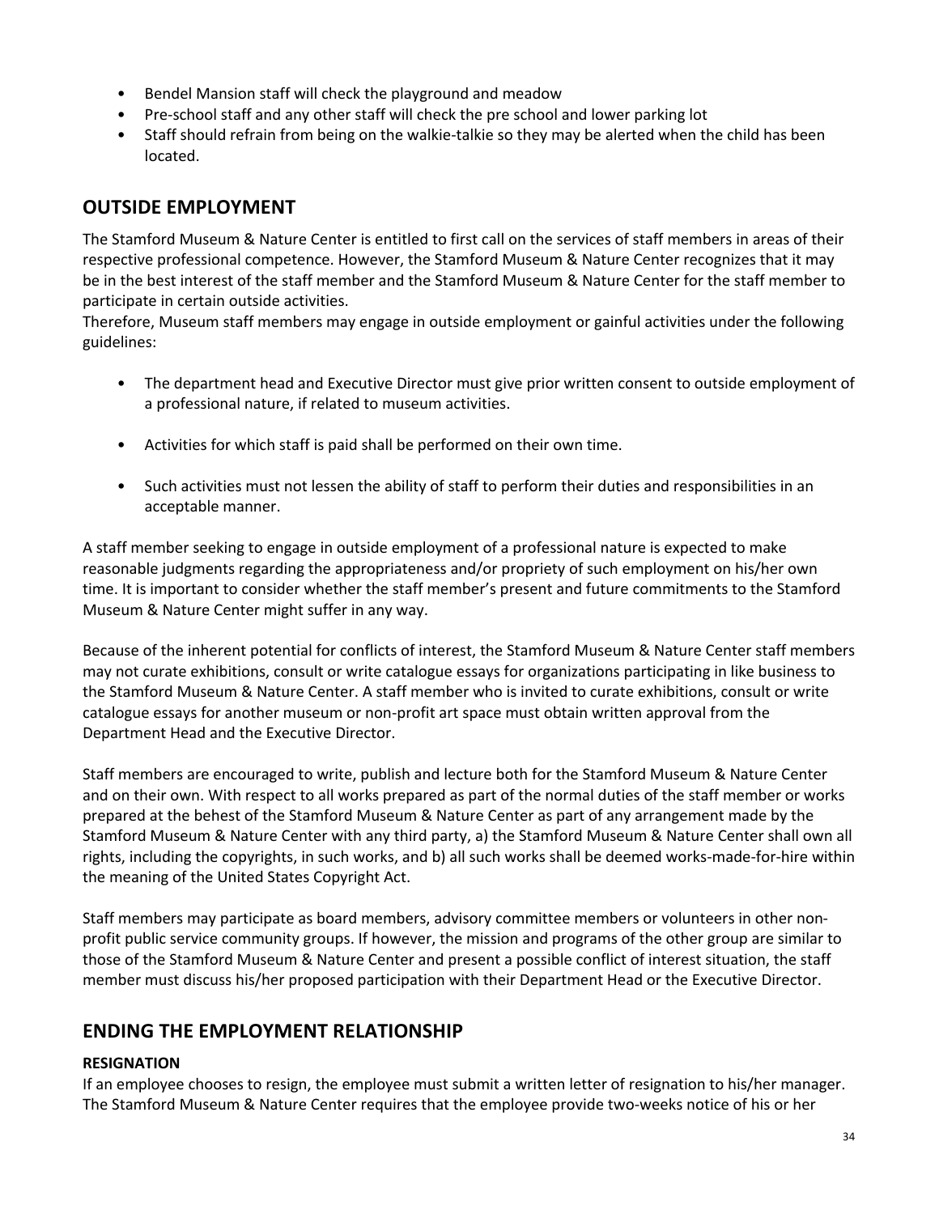- Bendel Mansion staff will check the playground and meadow
- Pre-school staff and any other staff will check the pre school and lower parking lot
- Staff should refrain from being on the walkie-talkie so they may be alerted when the child has been located.

## OUTSIDE EMPLOYMENT

The Stamford Museum & Nature Center is entitled to first call on the services of staff members in areas of their respective professional competence. However, the Stamford Museum & Nature Center recognizes that it may be in the best interest of the staff member and the Stamford Museum & Nature Center for the staff member to participate in certain outside activities.
Therefore, Museum staff members may engage in outside employment or gainful activities under the following guidelines:

- The department head and Executive Director must give prior written consent to outside employment of a professional nature, if related to museum activities.
- Activities for which staff is paid shall be performed on their own time.
- Such activities must not lessen the ability of staff to perform their duties and responsibilities in an acceptable manner.

A staff member seeking to engage in outside employment of a professional nature is expected to make reasonable judgments regarding the appropriateness and/or propriety of such employment on his/her own time. It is important to consider whether the staff member's present and future commitments to the Stamford Museum & Nature Center might suffer in any way.

Because of the inherent potential for conflicts of interest, the Stamford Museum & Nature Center staff members may not curate exhibitions, consult or write catalogue essays for organizations participating in like business to the Stamford Museum & Nature Center. A staff member who is invited to curate exhibitions, consult or write catalogue essays for another museum or non-profit art space must obtain written approval from the Department Head and the Executive Director.

Staff members are encouraged to write, publish and lecture both for the Stamford Museum & Nature Center and on their own. With respect to all works prepared as part of the normal duties of the staff member or works prepared at the behest of the Stamford Museum & Nature Center as part of any arrangement made by the Stamford Museum & Nature Center with any third party, a) the Stamford Museum & Nature Center shall own all rights, including the copyrights, in such works, and b) all such works shall be deemed works-made-for-hire within the meaning of the United States Copyright Act.

Staff members may participate as board members, advisory committee members or volunteers in other non-profit public service community groups. If however, the mission and programs of the other group are similar to those of the Stamford Museum & Nature Center and present a possible conflict of interest situation, the staff member must discuss his/her proposed participation with their Department Head or the Executive Director.

## ENDING THE EMPLOYMENT RELATIONSHIP

**RESIGNATION**

If an employee chooses to resign, the employee must submit a written letter of resignation to his/her manager. The Stamford Museum & Nature Center requires that the employee provide two-weeks notice of his or her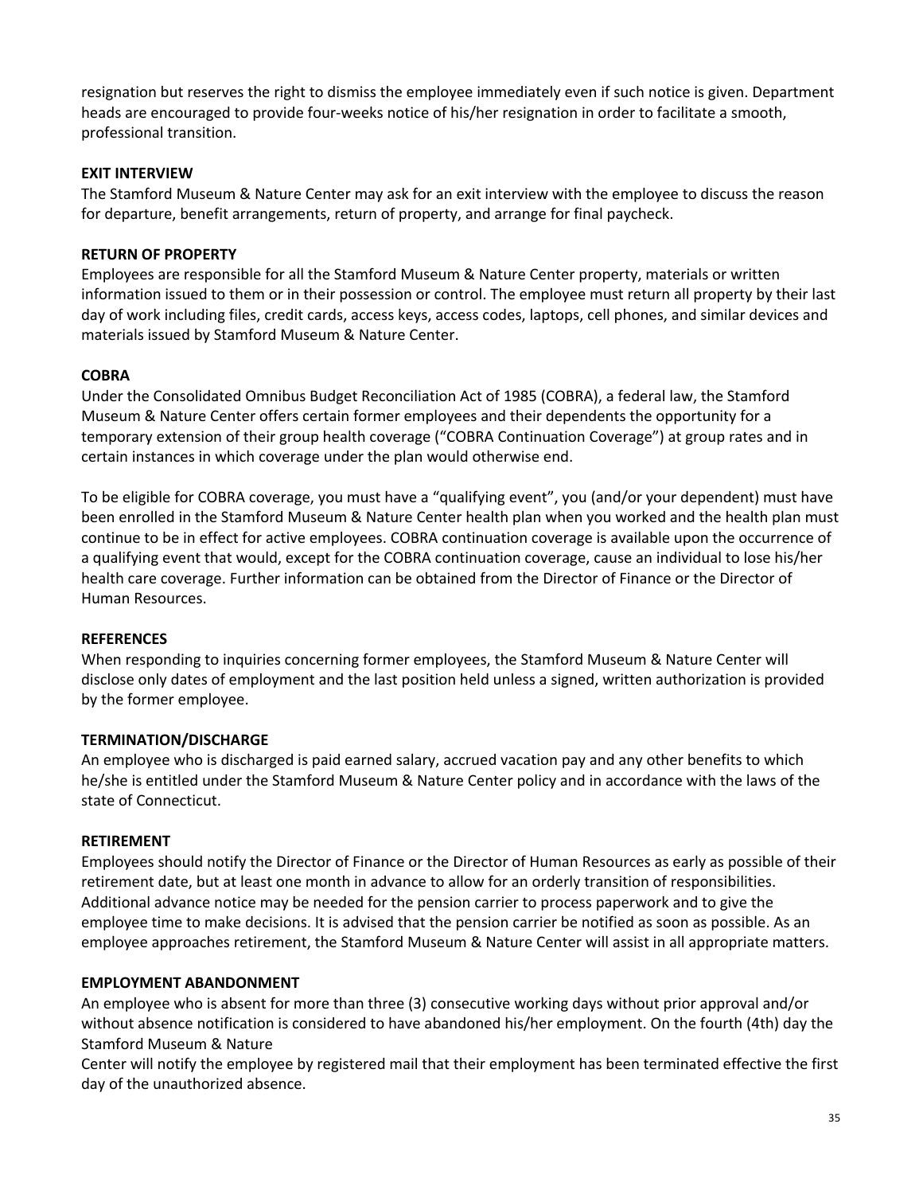resignation but reserves the right to dismiss the employee immediately even if such notice is given. Department heads are encouraged to provide four-weeks notice of his/her resignation in order to facilitate a smooth, professional transition.

**EXIT INTERVIEW**

The Stamford Museum & Nature Center may ask for an exit interview with the employee to discuss the reason for departure, benefit arrangements, return of property, and arrange for final paycheck.

**RETURN OF PROPERTY**

Employees are responsible for all the Stamford Museum & Nature Center property, materials or written information issued to them or in their possession or control. The employee must return all property by their last day of work including files, credit cards, access keys, access codes, laptops, cell phones, and similar devices and materials issued by Stamford Museum & Nature Center.

**COBRA**

Under the Consolidated Omnibus Budget Reconciliation Act of 1985 (COBRA), a federal law, the Stamford Museum & Nature Center offers certain former employees and their dependents the opportunity for a temporary extension of their group health coverage ("COBRA Continuation Coverage") at group rates and in certain instances in which coverage under the plan would otherwise end.

To be eligible for COBRA coverage, you must have a "qualifying event", you (and/or your dependent) must have been enrolled in the Stamford Museum & Nature Center health plan when you worked and the health plan must continue to be in effect for active employees. COBRA continuation coverage is available upon the occurrence of a qualifying event that would, except for the COBRA continuation coverage, cause an individual to lose his/her health care coverage. Further information can be obtained from the Director of Finance or the Director of Human Resources.

**REFERENCES**

When responding to inquiries concerning former employees, the Stamford Museum & Nature Center will disclose only dates of employment and the last position held unless a signed, written authorization is provided by the former employee.

**TERMINATION/DISCHARGE**

An employee who is discharged is paid earned salary, accrued vacation pay and any other benefits to which he/she is entitled under the Stamford Museum & Nature Center policy and in accordance with the laws of the state of Connecticut.

**RETIREMENT**

Employees should notify the Director of Finance or the Director of Human Resources as early as possible of their retirement date, but at least one month in advance to allow for an orderly transition of responsibilities. Additional advance notice may be needed for the pension carrier to process paperwork and to give the employee time to make decisions. It is advised that the pension carrier be notified as soon as possible. As an employee approaches retirement, the Stamford Museum & Nature Center will assist in all appropriate matters.

**EMPLOYMENT ABANDONMENT**

An employee who is absent for more than three (3) consecutive working days without prior approval and/or without absence notification is considered to have abandoned his/her employment. On the fourth (4th) day the Stamford Museum & Nature Center will notify the employee by registered mail that their employment has been terminated effective the first day of the unauthorized absence.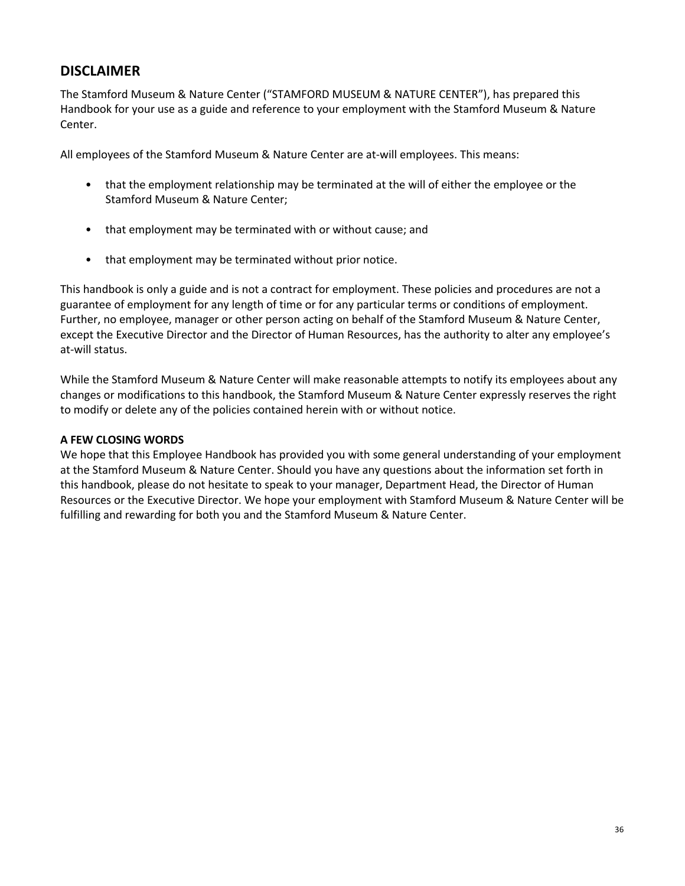## DISCLAIMER

The Stamford Museum & Nature Center ("STAMFORD MUSEUM & NATURE CENTER"), has prepared this Handbook for your use as a guide and reference to your employment with the Stamford Museum & Nature Center.

All employees of the Stamford Museum & Nature Center are at-will employees. This means:

- that the employment relationship may be terminated at the will of either the employee or the Stamford Museum & Nature Center;
- that employment may be terminated with or without cause; and
- that employment may be terminated without prior notice.

This handbook is only a guide and is not a contract for employment. These policies and procedures are not a guarantee of employment for any length of time or for any particular terms or conditions of employment. Further, no employee, manager or other person acting on behalf of the Stamford Museum & Nature Center, except the Executive Director and the Director of Human Resources, has the authority to alter any employee's at-will status.

While the Stamford Museum & Nature Center will make reasonable attempts to notify its employees about any changes or modifications to this handbook, the Stamford Museum & Nature Center expressly reserves the right to modify or delete any of the policies contained herein with or without notice.

**A FEW CLOSING WORDS**

We hope that this Employee Handbook has provided you with some general understanding of your employment at the Stamford Museum & Nature Center. Should you have any questions about the information set forth in this handbook, please do not hesitate to speak to your manager, Department Head, the Director of Human Resources or the Executive Director. We hope your employment with Stamford Museum & Nature Center will be fulfilling and rewarding for both you and the Stamford Museum & Nature Center.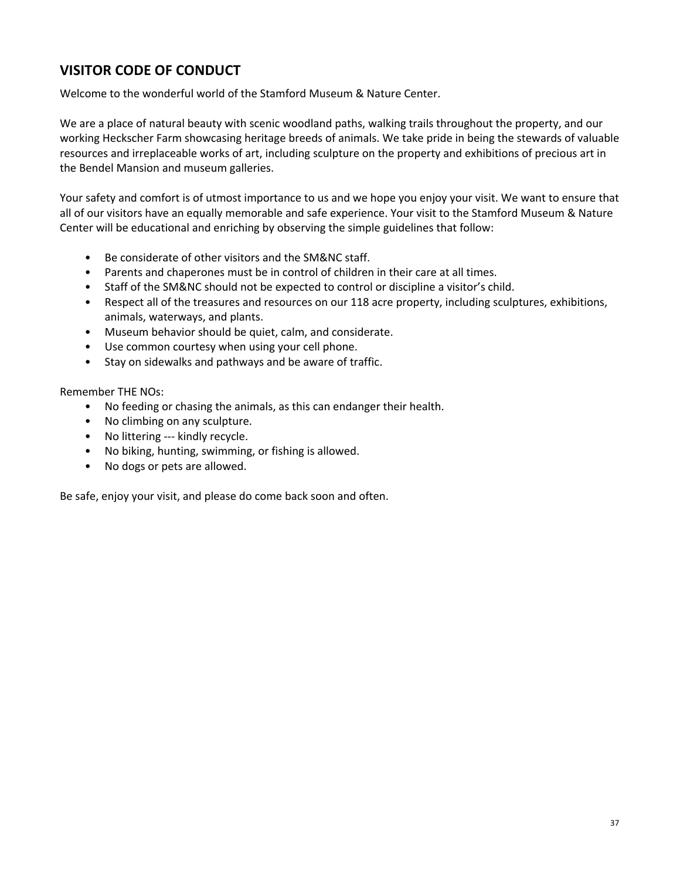## VISITOR CODE OF CONDUCT

Welcome to the wonderful world of the Stamford Museum & Nature Center.

We are a place of natural beauty with scenic woodland paths, walking trails throughout the property, and our working Heckscher Farm showcasing heritage breeds of animals. We take pride in being the stewards of valuable resources and irreplaceable works of art, including sculpture on the property and exhibitions of precious art in the Bendel Mansion and museum galleries.

Your safety and comfort is of utmost importance to us and we hope you enjoy your visit. We want to ensure that all of our visitors have an equally memorable and safe experience. Your visit to the Stamford Museum & Nature Center will be educational and enriching by observing the simple guidelines that follow:

- Be considerate of other visitors and the SM&NC staff.
- Parents and chaperones must be in control of children in their care at all times.
- Staff of the SM&NC should not be expected to control or discipline a visitor's child.
- Respect all of the treasures and resources on our 118 acre property, including sculptures, exhibitions, animals, waterways, and plants.
- Museum behavior should be quiet, calm, and considerate.
- Use common courtesy when using your cell phone.
- Stay on sidewalks and pathways and be aware of traffic.

Remember THE NOs:

- No feeding or chasing the animals, as this can endanger their health.
- No climbing on any sculpture.
- No littering --- kindly recycle.
- No biking, hunting, swimming, or fishing is allowed.
- No dogs or pets are allowed.

Be safe, enjoy your visit, and please do come back soon and often.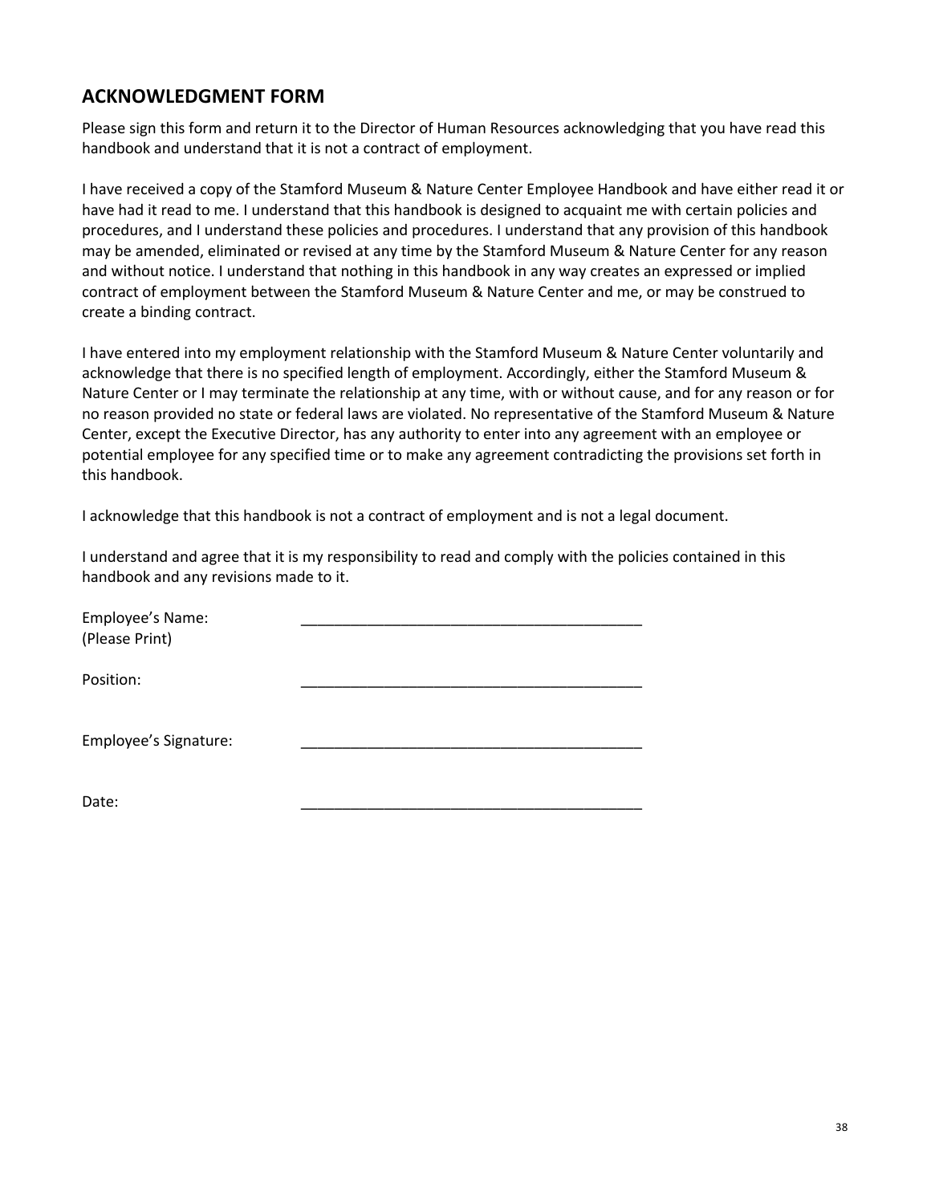## ACKNOWLEDGMENT FORM

Please sign this form and return it to the Director of Human Resources acknowledging that you have read this handbook and understand that it is not a contract of employment.

I have received a copy of the Stamford Museum & Nature Center Employee Handbook and have either read it or have had it read to me. I understand that this handbook is designed to acquaint me with certain policies and procedures, and I understand these policies and procedures. I understand that any provision of this handbook may be amended, eliminated or revised at any time by the Stamford Museum & Nature Center for any reason and without notice. I understand that nothing in this handbook in any way creates an expressed or implied contract of employment between the Stamford Museum & Nature Center and me, or may be construed to create a binding contract.

I have entered into my employment relationship with the Stamford Museum & Nature Center voluntarily and acknowledge that there is no specified length of employment. Accordingly, either the Stamford Museum & Nature Center or I may terminate the relationship at any time, with or without cause, and for any reason or for no reason provided no state or federal laws are violated. No representative of the Stamford Museum & Nature Center, except the Executive Director, has any authority to enter into any agreement with an employee or potential employee for any specified time or to make any agreement contradicting the provisions set forth in this handbook.

I acknowledge that this handbook is not a contract of employment and is not a legal document.

I understand and agree that it is my responsibility to read and comply with the policies contained in this handbook and any revisions made to it.

Employee's Name: __________________________________________
(Please Print)

Position: __________________________________________

Employee's Signature: __________________________________________

Date: __________________________________________